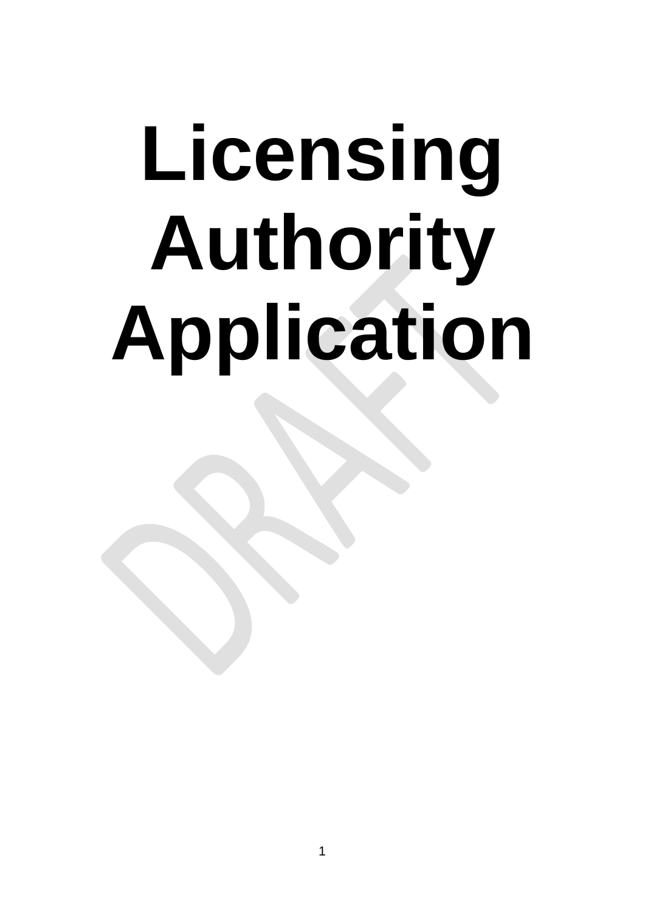# Licensing Authority Application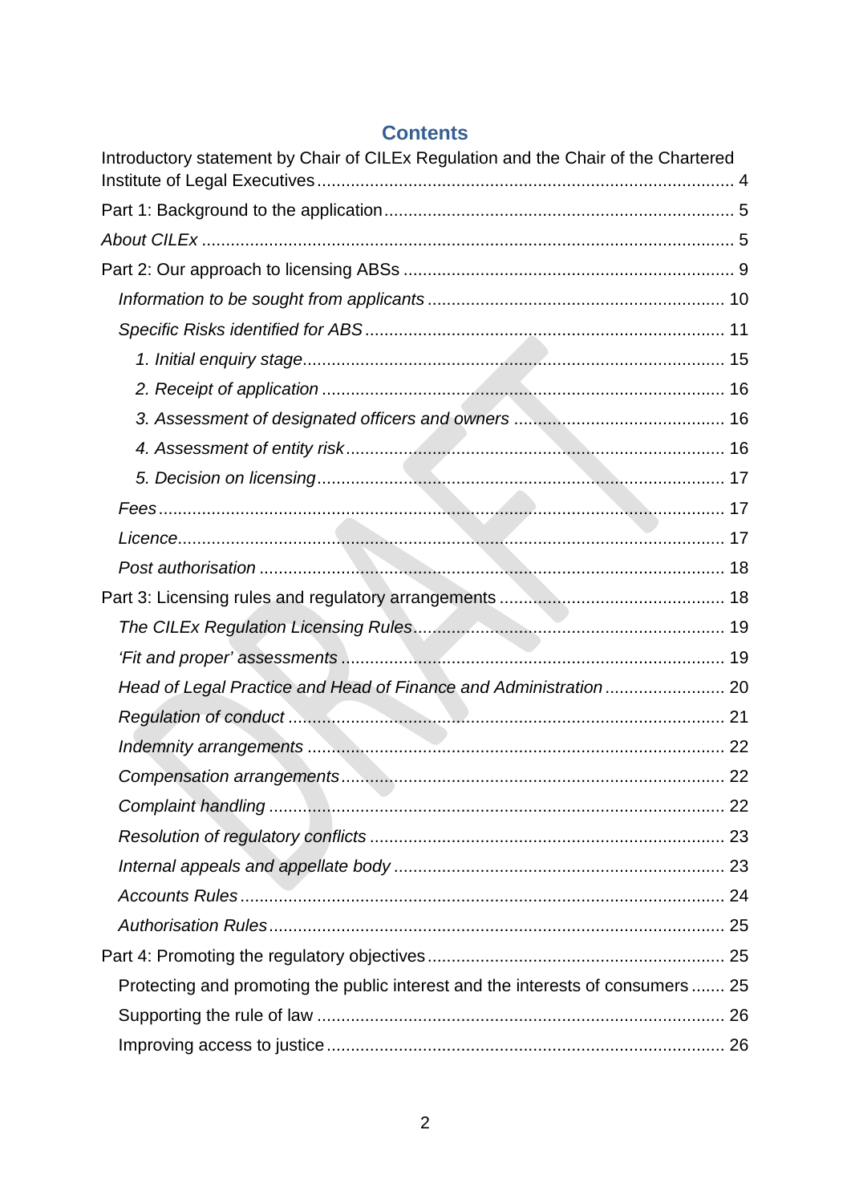# Contents

Introductory statement by Chair of CILEx Regulation and the Chair of the Chartered Institute of Legal Executives ...................... 4

Part 1: Background to the application ...................... 5

*About CILEx* ...................... 5

Part 2: Our approach to licensing ABSs ...................... 9

- *Information to be sought from applicants* ...................... 10
- *Specific Risks identified for ABS* ...................... 11
  - *1. Initial enquiry stage* ...................... 15
  - *2. Receipt of application* ...................... 16
  - *3. Assessment of designated officers and owners* ...................... 16
  - *4. Assessment of entity risk* ...................... 16
  - *5. Decision on licensing* ...................... 17
- *Fees* ...................... 17
- *Licence* ...................... 17
- *Post authorisation* ...................... 18

Part 3: Licensing rules and regulatory arrangements ...................... 18

- *The CILEx Regulation Licensing Rules* ...................... 19
- *'Fit and proper' assessments* ...................... 19
- *Head of Legal Practice and Head of Finance and Administration* ...................... 20
- *Regulation of conduct* ...................... 21
- *Indemnity arrangements* ...................... 22
- *Compensation arrangements* ...................... 22
- *Complaint handling* ...................... 22
- *Resolution of regulatory conflicts* ...................... 23
- *Internal appeals and appellate body* ...................... 23
- *Accounts Rules* ...................... 24
- *Authorisation Rules* ...................... 25

Part 4: Promoting the regulatory objectives ...................... 25

- Protecting and promoting the public interest and the interests of consumers ....... 25
- Supporting the rule of law ...................... 26
- Improving access to justice ...................... 26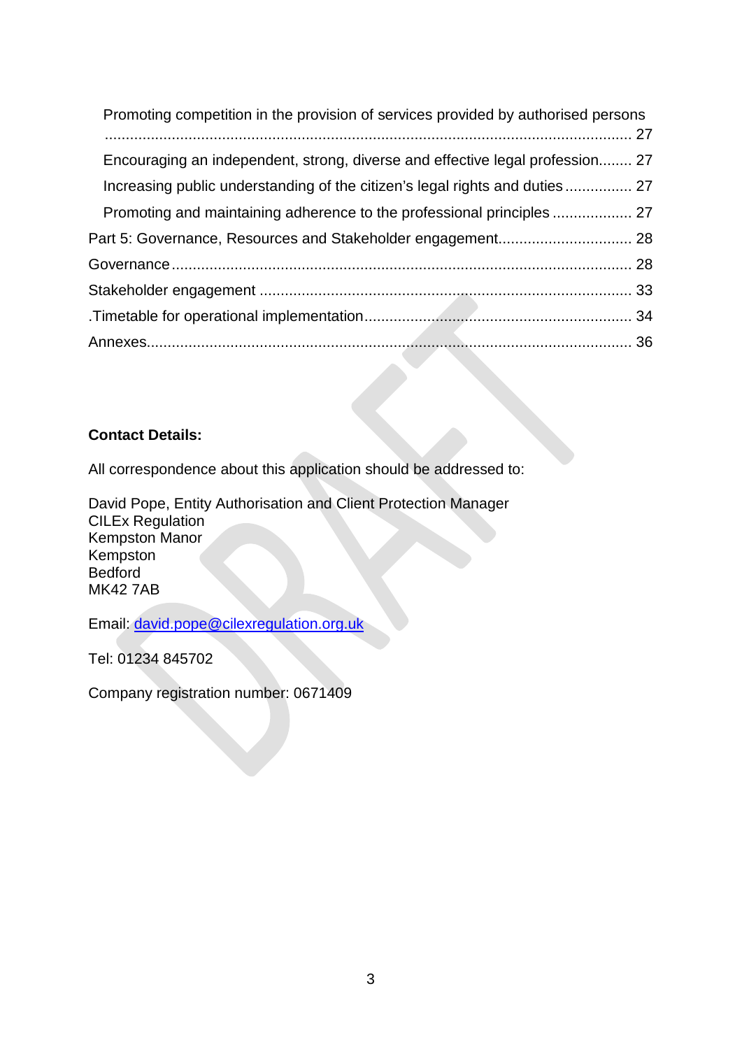Promoting competition in the provision of services provided by authorised persons ........................................................................................................................ 27

Encouraging an independent, strong, diverse and effective legal profession........ 27

Increasing public understanding of the citizen's legal rights and duties ................ 27

Promoting and maintaining adherence to the professional principles ................... 27

Part 5: Governance, Resources and Stakeholder engagement................................ 28

Governance ............................................................................................................ 28

Stakeholder engagement ........................................................................................ 33

.Timetable for operational implementation............................................................... 34

Annexes................................................................................................................... 36

**Contact Details:**

All correspondence about this application should be addressed to:

David Pope, Entity Authorisation and Client Protection Manager
CILEx Regulation
Kempston Manor
Kempston
Bedford
MK42 7AB

Email: david.pope@cilexregulation.org.uk

Tel: 01234 845702

Company registration number: 0671409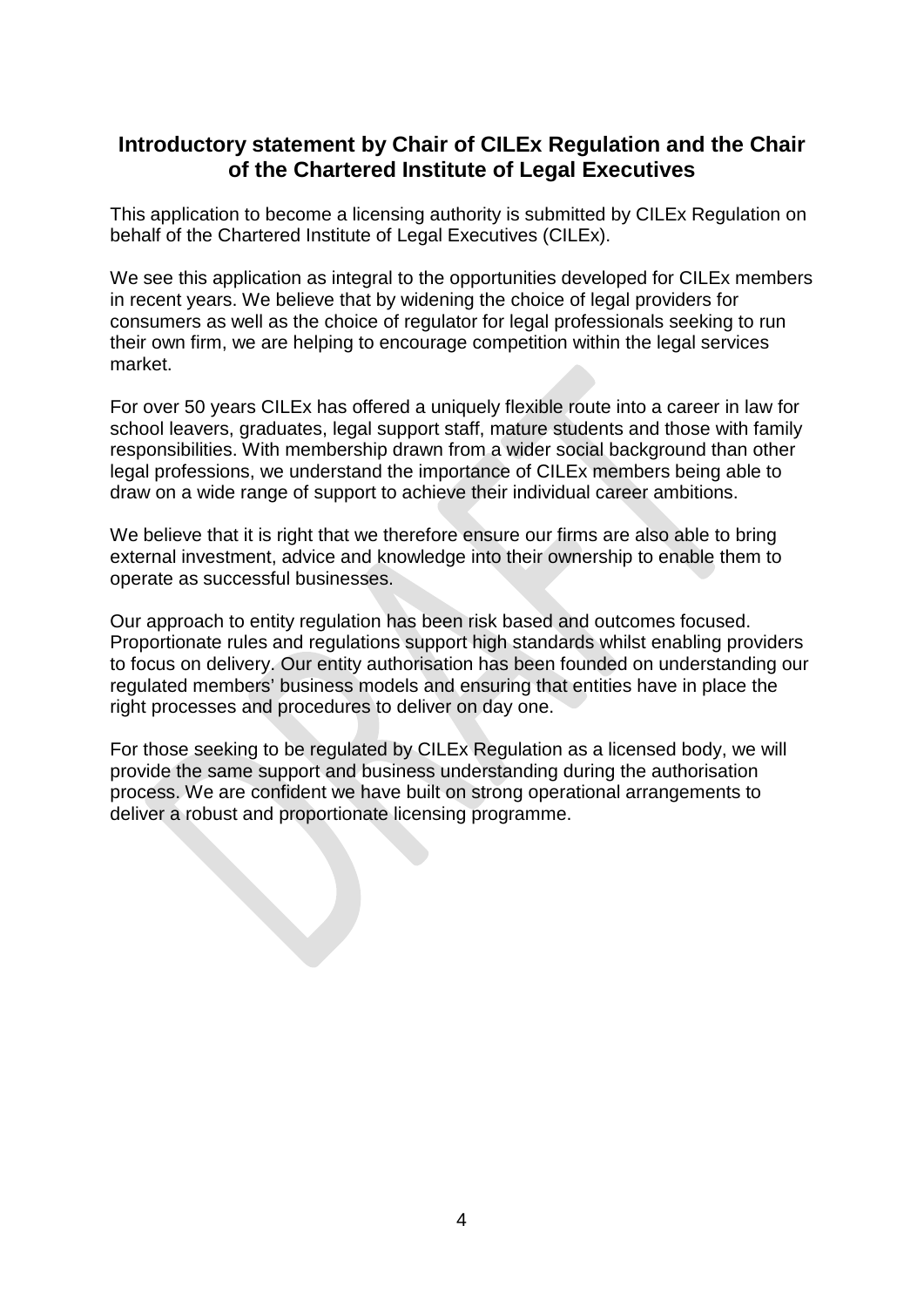## Introductory statement by Chair of CILEx Regulation and the Chair of the Chartered Institute of Legal Executives

This application to become a licensing authority is submitted by CILEx Regulation on behalf of the Chartered Institute of Legal Executives (CILEx).

We see this application as integral to the opportunities developed for CILEx members in recent years. We believe that by widening the choice of legal providers for consumers as well as the choice of regulator for legal professionals seeking to run their own firm, we are helping to encourage competition within the legal services market.

For over 50 years CILEx has offered a uniquely flexible route into a career in law for school leavers, graduates, legal support staff, mature students and those with family responsibilities. With membership drawn from a wider social background than other legal professions, we understand the importance of CILEx members being able to draw on a wide range of support to achieve their individual career ambitions.

We believe that it is right that we therefore ensure our firms are also able to bring external investment, advice and knowledge into their ownership to enable them to operate as successful businesses.

Our approach to entity regulation has been risk based and outcomes focused. Proportionate rules and regulations support high standards whilst enabling providers to focus on delivery. Our entity authorisation has been founded on understanding our regulated members' business models and ensuring that entities have in place the right processes and procedures to deliver on day one.

For those seeking to be regulated by CILEx Regulation as a licensed body, we will provide the same support and business understanding during the authorisation process. We are confident we have built on strong operational arrangements to deliver a robust and proportionate licensing programme.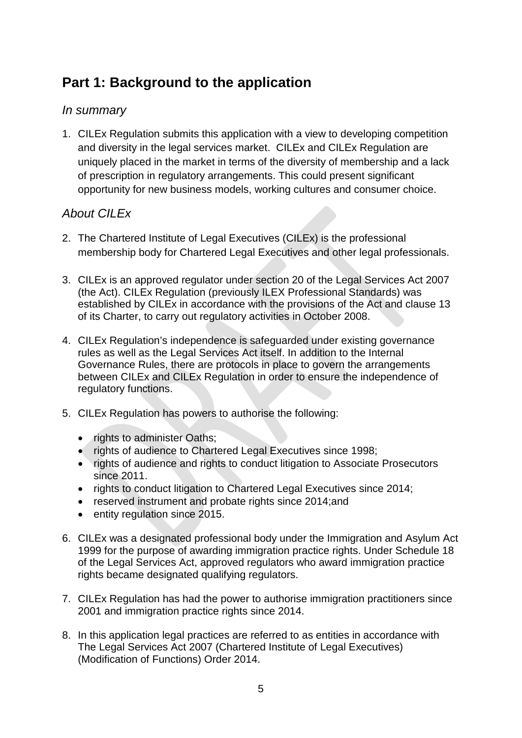## Part 1: Background to the application

### *In summary*

1. CILEx Regulation submits this application with a view to developing competition and diversity in the legal services market. CILEx and CILEx Regulation are uniquely placed in the market in terms of the diversity of membership and a lack of prescription in regulatory arrangements. This could present significant opportunity for new business models, working cultures and consumer choice.

### *About CILEx*

2. The Chartered Institute of Legal Executives (CILEx) is the professional membership body for Chartered Legal Executives and other legal professionals.

3. CILEx is an approved regulator under section 20 of the Legal Services Act 2007 (the Act). CILEx Regulation (previously ILEX Professional Standards) was established by CILEx in accordance with the provisions of the Act and clause 13 of its Charter, to carry out regulatory activities in October 2008.

4. CILEx Regulation's independence is safeguarded under existing governance rules as well as the Legal Services Act itself. In addition to the Internal Governance Rules, there are protocols in place to govern the arrangements between CILEx and CILEx Regulation in order to ensure the independence of regulatory functions.

5. CILEx Regulation has powers to authorise the following:

   - rights to administer Oaths;
   - rights of audience to Chartered Legal Executives since 1998;
   - rights of audience and rights to conduct litigation to Associate Prosecutors since 2011.
   - rights to conduct litigation to Chartered Legal Executives since 2014;
   - reserved instrument and probate rights since 2014;and
   - entity regulation since 2015.

6. CILEx was a designated professional body under the Immigration and Asylum Act 1999 for the purpose of awarding immigration practice rights. Under Schedule 18 of the Legal Services Act, approved regulators who award immigration practice rights became designated qualifying regulators.

7. CILEx Regulation has had the power to authorise immigration practitioners since 2001 and immigration practice rights since 2014.

8. In this application legal practices are referred to as entities in accordance with The Legal Services Act 2007 (Chartered Institute of Legal Executives) (Modification of Functions) Order 2014.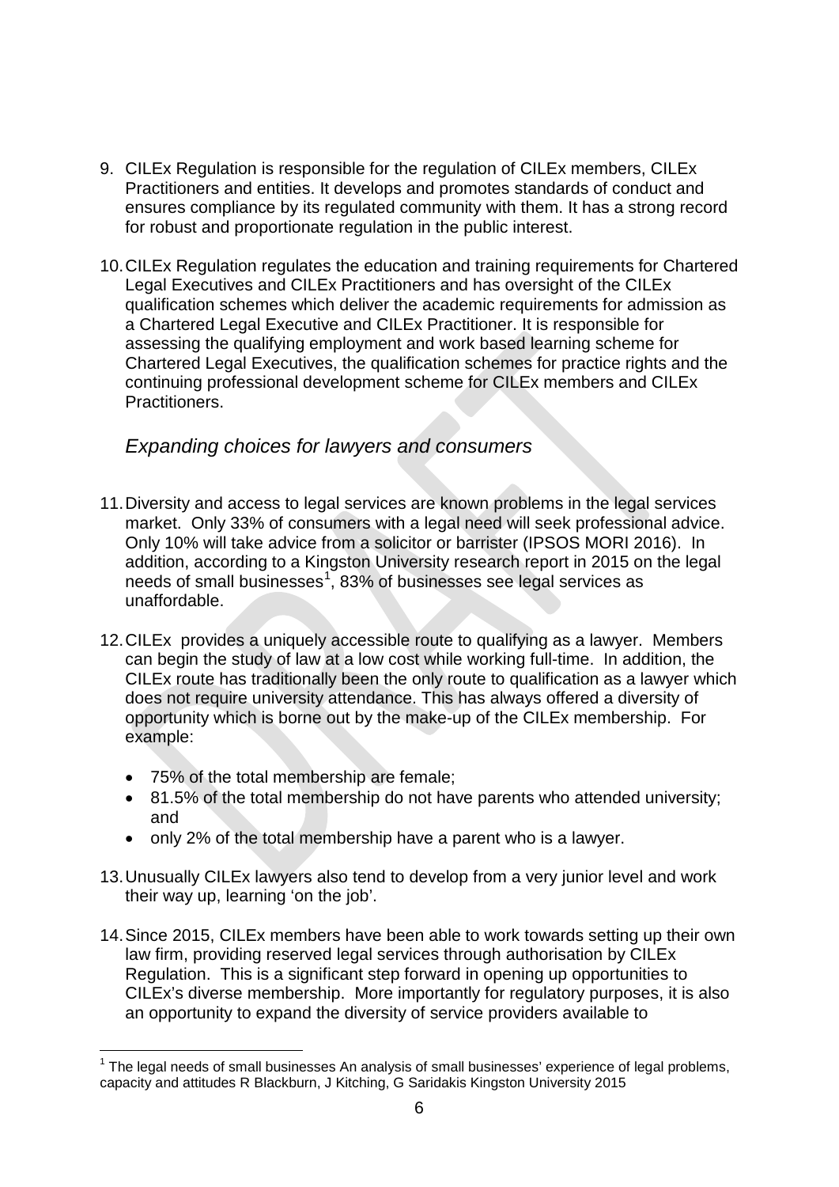9. CILEx Regulation is responsible for the regulation of CILEx members, CILEx Practitioners and entities. It develops and promotes standards of conduct and ensures compliance by its regulated community with them. It has a strong record for robust and proportionate regulation in the public interest.

10. CILEx Regulation regulates the education and training requirements for Chartered Legal Executives and CILEx Practitioners and has oversight of the CILEx qualification schemes which deliver the academic requirements for admission as a Chartered Legal Executive and CILEx Practitioner. It is responsible for assessing the qualifying employment and work based learning scheme for Chartered Legal Executives, the qualification schemes for practice rights and the continuing professional development scheme for CILEx members and CILEx Practitioners.

### *Expanding choices for lawyers and consumers*

11. Diversity and access to legal services are known problems in the legal services market. Only 33% of consumers with a legal need will seek professional advice. Only 10% will take advice from a solicitor or barrister (IPSOS MORI 2016). In addition, according to a Kingston University research report in 2015 on the legal needs of small businesses[1], 83% of businesses see legal services as unaffordable.

12. CILEx provides a uniquely accessible route to qualifying as a lawyer. Members can begin the study of law at a low cost while working full-time. In addition, the CILEx route has traditionally been the only route to qualification as a lawyer which does not require university attendance. This has always offered a diversity of opportunity which is borne out by the make-up of the CILEx membership. For example:

    - 75% of the total membership are female;
    - 81.5% of the total membership do not have parents who attended university; and
    - only 2% of the total membership have a parent who is a lawyer.

13. Unusually CILEx lawyers also tend to develop from a very junior level and work their way up, learning 'on the job'.

14. Since 2015, CILEx members have been able to work towards setting up their own law firm, providing reserved legal services through authorisation by CILEx Regulation. This is a significant step forward in opening up opportunities to CILEx's diverse membership. More importantly for regulatory purposes, it is also an opportunity to expand the diversity of service providers available to

---

[1] The legal needs of small businesses An analysis of small businesses' experience of legal problems, capacity and attitudes R Blackburn, J Kitching, G Saridakis Kingston University 2015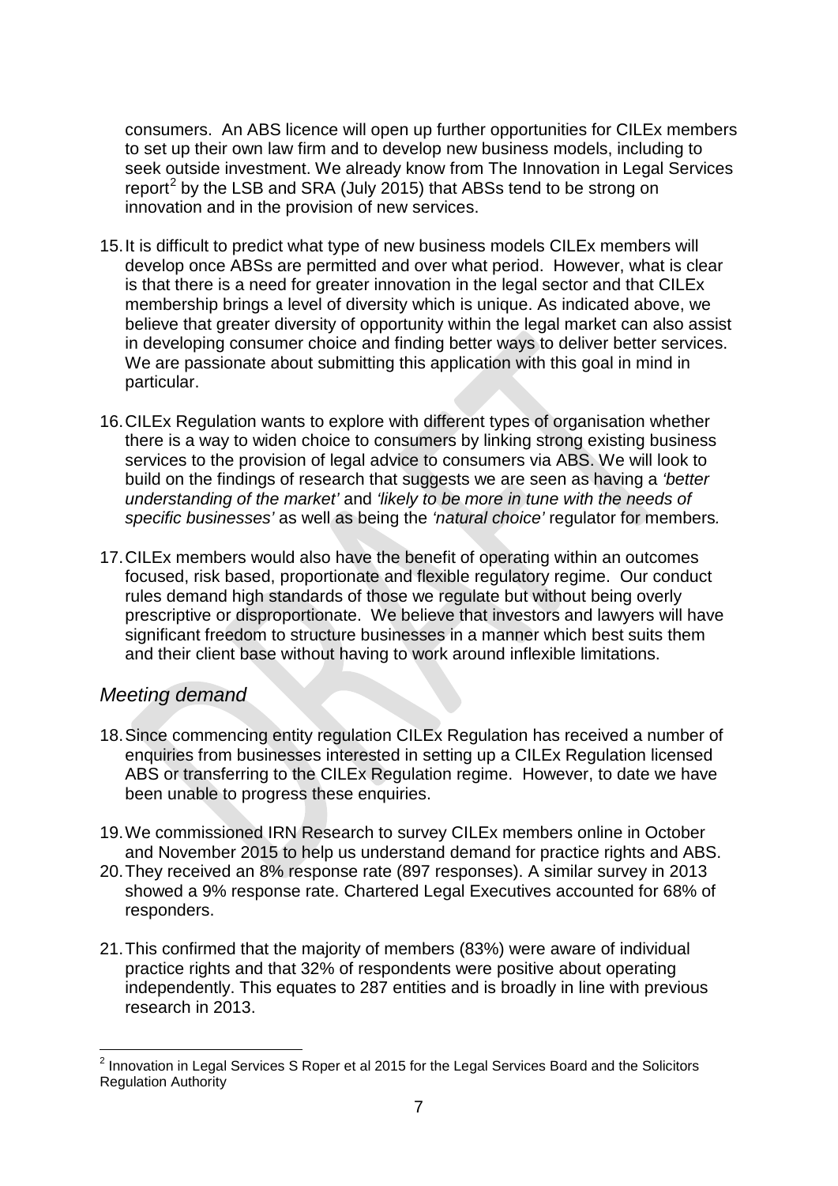consumers. An ABS licence will open up further opportunities for CILEx members to set up their own law firm and to develop new business models, including to seek outside investment. We already know from The Innovation in Legal Services report[2] by the LSB and SRA (July 2015) that ABSs tend to be strong on innovation and in the provision of new services.

15. It is difficult to predict what type of new business models CILEx members will develop once ABSs are permitted and over what period. However, what is clear is that there is a need for greater innovation in the legal sector and that CILEx membership brings a level of diversity which is unique. As indicated above, we believe that greater diversity of opportunity within the legal market can also assist in developing consumer choice and finding better ways to deliver better services. We are passionate about submitting this application with this goal in mind in particular.

16. CILEx Regulation wants to explore with different types of organisation whether there is a way to widen choice to consumers by linking strong existing business services to the provision of legal advice to consumers via ABS. We will look to build on the findings of research that suggests we are seen as having a *'better understanding of the market'* and *'likely to be more in tune with the needs of specific businesses'* as well as being the *'natural choice'* regulator for members.

17. CILEx members would also have the benefit of operating within an outcomes focused, risk based, proportionate and flexible regulatory regime. Our conduct rules demand high standards of those we regulate but without being overly prescriptive or disproportionate. We believe that investors and lawyers will have significant freedom to structure businesses in a manner which best suits them and their client base without having to work around inflexible limitations.

## *Meeting demand*

18. Since commencing entity regulation CILEx Regulation has received a number of enquiries from businesses interested in setting up a CILEx Regulation licensed ABS or transferring to the CILEx Regulation regime. However, to date we have been unable to progress these enquiries.

19. We commissioned IRN Research to survey CILEx members online in October and November 2015 to help us understand demand for practice rights and ABS.

20. They received an 8% response rate (897 responses). A similar survey in 2013 showed a 9% response rate. Chartered Legal Executives accounted for 68% of responders.

21. This confirmed that the majority of members (83%) were aware of individual practice rights and that 32% of respondents were positive about operating independently. This equates to 287 entities and is broadly in line with previous research in 2013.

---

[2] Innovation in Legal Services S Roper et al 2015 for the Legal Services Board and the Solicitors Regulation Authority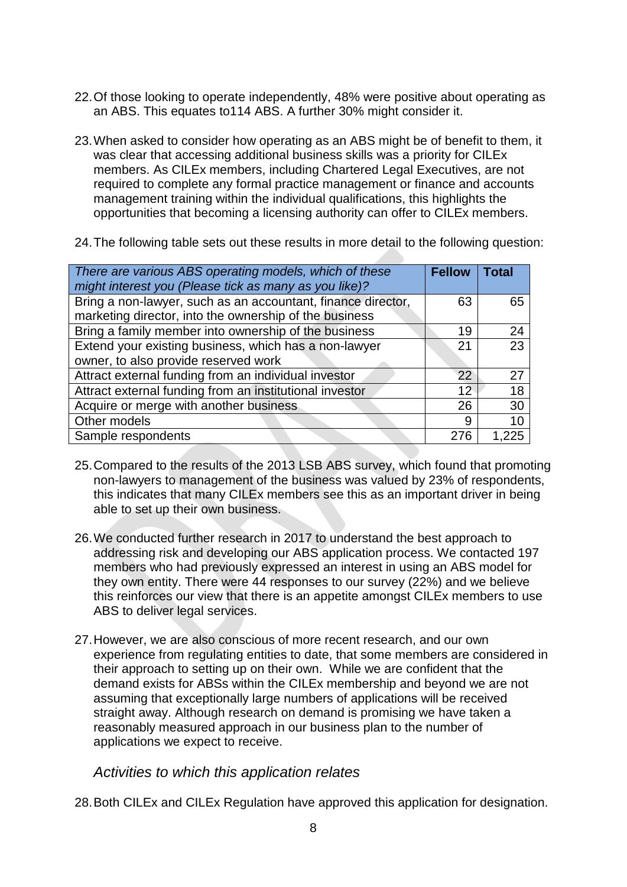22. Of those looking to operate independently, 48% were positive about operating as an ABS. This equates to114 ABS. A further 30% might consider it.

23. When asked to consider how operating as an ABS might be of benefit to them, it was clear that accessing additional business skills was a priority for CILEx members. As CILEx members, including Chartered Legal Executives, are not required to complete any formal practice management or finance and accounts management training within the individual qualifications, this highlights the opportunities that becoming a licensing authority can offer to CILEx members.

24. The following table sets out these results in more detail to the following question:

| *There are various ABS operating models, which of these might interest you (Please tick as many as you like)?* | **Fellow** | **Total** |
|---|---|---|
| Bring a non-lawyer, such as an accountant, finance director, marketing director, into the ownership of the business | 63 | 65 |
| Bring a family member into ownership of the business | 19 | 24 |
| Extend your existing business, which has a non-lawyer owner, to also provide reserved work | 21 | 23 |
| Attract external funding from an individual investor | 22 | 27 |
| Attract external funding from an institutional investor | 12 | 18 |
| Acquire or merge with another business | 26 | 30 |
| Other models | 9 | 10 |
| Sample respondents | 276 | 1,225 |

25. Compared to the results of the 2013 LSB ABS survey, which found that promoting non-lawyers to management of the business was valued by 23% of respondents, this indicates that many CILEx members see this as an important driver in being able to set up their own business.

26. We conducted further research in 2017 to understand the best approach to addressing risk and developing our ABS application process. We contacted 197 members who had previously expressed an interest in using an ABS model for they own entity. There were 44 responses to our survey (22%) and we believe this reinforces our view that there is an appetite amongst CILEx members to use ABS to deliver legal services.

27. However, we are also conscious of more recent research, and our own experience from regulating entities to date, that some members are considered in their approach to setting up on their own. While we are confident that the demand exists for ABSs within the CILEx membership and beyond we are not assuming that exceptionally large numbers of applications will be received straight away. Although research on demand is promising we have taken a reasonably measured approach in our business plan to the number of applications we expect to receive.

### *Activities to which this application relates*

28. Both CILEx and CILEx Regulation have approved this application for designation.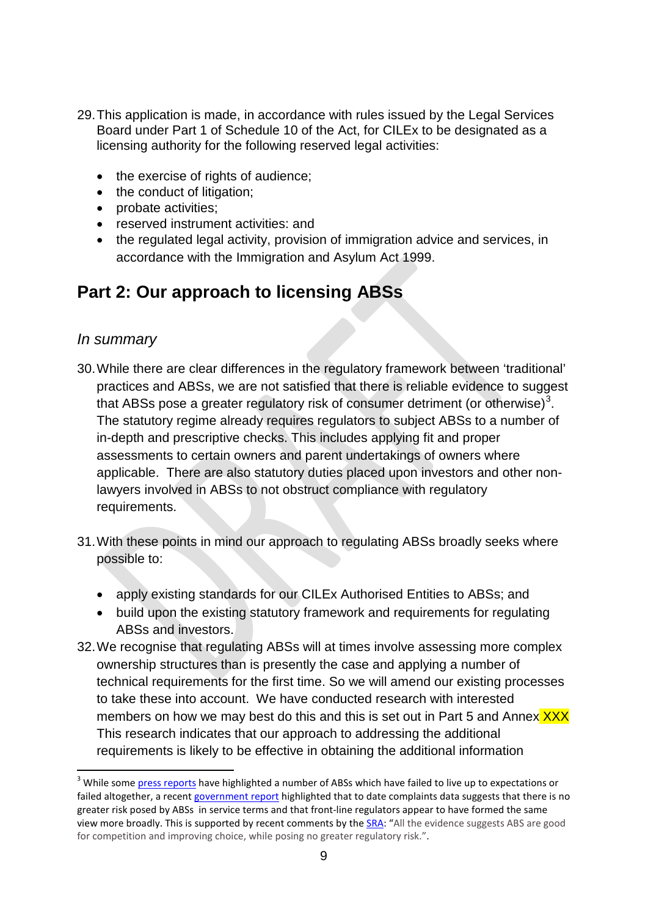29. This application is made, in accordance with rules issued by the Legal Services Board under Part 1 of Schedule 10 of the Act, for CILEx to be designated as a licensing authority for the following reserved legal activities:

    - the exercise of rights of audience;
    - the conduct of litigation;
    - probate activities;
    - reserved instrument activities: and
    - the regulated legal activity, provision of immigration advice and services, in accordance with the Immigration and Asylum Act 1999.

## Part 2: Our approach to licensing ABSs

### *In summary*

30. While there are clear differences in the regulatory framework between 'traditional' practices and ABSs, we are not satisfied that there is reliable evidence to suggest that ABSs pose a greater regulatory risk of consumer detriment (or otherwise)[3]. The statutory regime already requires regulators to subject ABSs to a number of in-depth and prescriptive checks. This includes applying fit and proper assessments to certain owners and parent undertakings of owners where applicable. There are also statutory duties placed upon investors and other non-lawyers involved in ABSs to not obstruct compliance with regulatory requirements.

31. With these points in mind our approach to regulating ABSs broadly seeks where possible to:

    - apply existing standards for our CILEx Authorised Entities to ABSs; and
    - build upon the existing statutory framework and requirements for regulating ABSs and investors.

32. We recognise that regulating ABSs will at times involve assessing more complex ownership structures than is presently the case and applying a number of technical requirements for the first time. So we will amend our existing processes to take these into account. We have conducted research with interested members on how we may best do this and this is set out in Part 5 and Annex XXX This research indicates that our approach to addressing the additional requirements is likely to be effective in obtaining the additional information

---

[3] While some press reports have highlighted a number of ABSs which have failed to live up to expectations or failed altogether, a recent government report highlighted that to date complaints data suggests that there is no greater risk posed by ABSs in service terms and that front-line regulators appear to have formed the same view more broadly. This is supported by recent comments by the SRA: "All the evidence suggests ABS are good for competition and improving choice, while posing no greater regulatory risk.".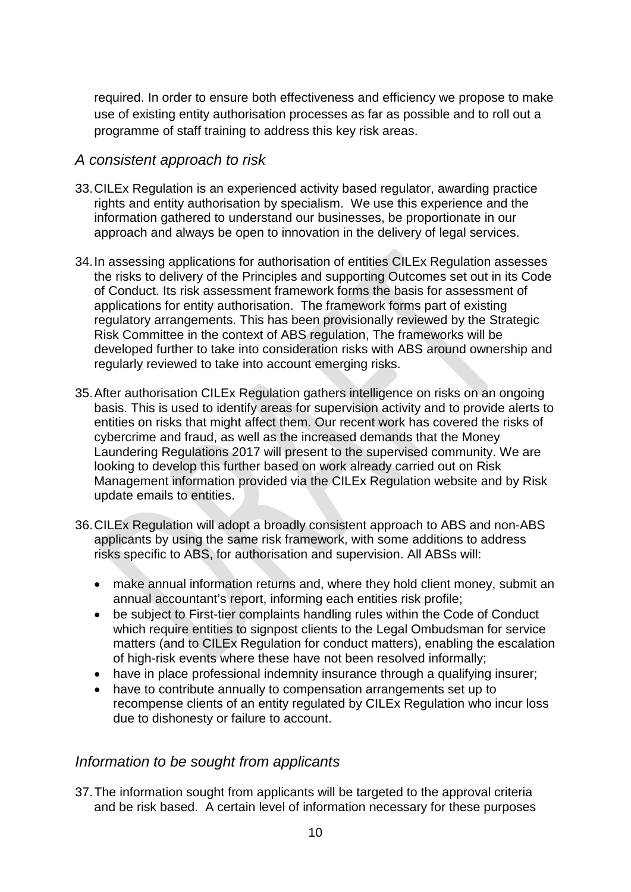required. In order to ensure both effectiveness and efficiency we propose to make use of existing entity authorisation processes as far as possible and to roll out a programme of staff training to address this key risk areas.

## *A consistent approach to risk*

33. CILEx Regulation is an experienced activity based regulator, awarding practice rights and entity authorisation by specialism. We use this experience and the information gathered to understand our businesses, be proportionate in our approach and always be open to innovation in the delivery of legal services.

34. In assessing applications for authorisation of entities CILEx Regulation assesses the risks to delivery of the Principles and supporting Outcomes set out in its Code of Conduct. Its risk assessment framework forms the basis for assessment of applications for entity authorisation. The framework forms part of existing regulatory arrangements. This has been provisionally reviewed by the Strategic Risk Committee in the context of ABS regulation, The frameworks will be developed further to take into consideration risks with ABS around ownership and regularly reviewed to take into account emerging risks.

35. After authorisation CILEx Regulation gathers intelligence on risks on an ongoing basis. This is used to identify areas for supervision activity and to provide alerts to entities on risks that might affect them. Our recent work has covered the risks of cybercrime and fraud, as well as the increased demands that the Money Laundering Regulations 2017 will present to the supervised community. We are looking to develop this further based on work already carried out on Risk Management information provided via the CILEx Regulation website and by Risk update emails to entities.

36. CILEx Regulation will adopt a broadly consistent approach to ABS and non-ABS applicants by using the same risk framework, with some additions to address risks specific to ABS, for authorisation and supervision. All ABSs will:

    - make annual information returns and, where they hold client money, submit an annual accountant's report, informing each entities risk profile;
    - be subject to First-tier complaints handling rules within the Code of Conduct which require entities to signpost clients to the Legal Ombudsman for service matters (and to CILEx Regulation for conduct matters), enabling the escalation of high-risk events where these have not been resolved informally;
    - have in place professional indemnity insurance through a qualifying insurer;
    - have to contribute annually to compensation arrangements set up to recompense clients of an entity regulated by CILEx Regulation who incur loss due to dishonesty or failure to account.

## *Information to be sought from applicants*

37. The information sought from applicants will be targeted to the approval criteria and be risk based. A certain level of information necessary for these purposes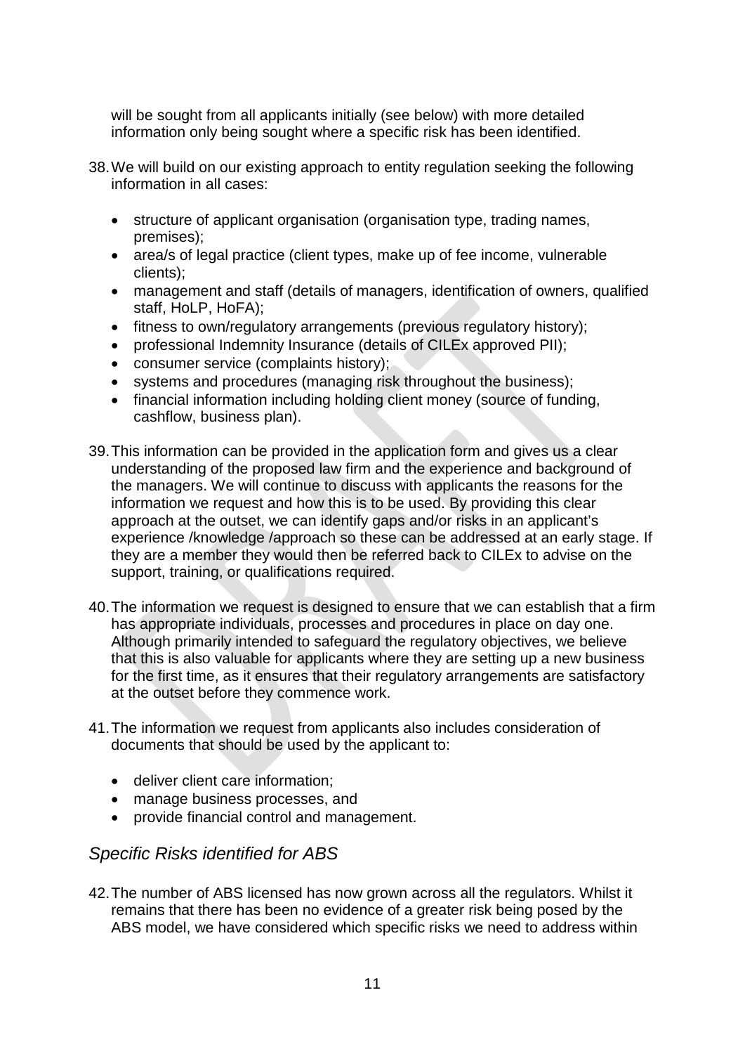will be sought from all applicants initially (see below) with more detailed information only being sought where a specific risk has been identified.

38. We will build on our existing approach to entity regulation seeking the following information in all cases:

    - structure of applicant organisation (organisation type, trading names, premises);
    - area/s of legal practice (client types, make up of fee income, vulnerable clients);
    - management and staff (details of managers, identification of owners, qualified staff, HoLP, HoFA);
    - fitness to own/regulatory arrangements (previous regulatory history);
    - professional Indemnity Insurance (details of CILEx approved PII);
    - consumer service (complaints history);
    - systems and procedures (managing risk throughout the business);
    - financial information including holding client money (source of funding, cashflow, business plan).

39. This information can be provided in the application form and gives us a clear understanding of the proposed law firm and the experience and background of the managers. We will continue to discuss with applicants the reasons for the information we request and how this is to be used. By providing this clear approach at the outset, we can identify gaps and/or risks in an applicant's experience /knowledge /approach so these can be addressed at an early stage. If they are a member they would then be referred back to CILEx to advise on the support, training, or qualifications required.

40. The information we request is designed to ensure that we can establish that a firm has appropriate individuals, processes and procedures in place on day one. Although primarily intended to safeguard the regulatory objectives, we believe that this is also valuable for applicants where they are setting up a new business for the first time, as it ensures that their regulatory arrangements are satisfactory at the outset before they commence work.

41. The information we request from applicants also includes consideration of documents that should be used by the applicant to:

    - deliver client care information;
    - manage business processes, and
    - provide financial control and management.

### *Specific Risks identified for ABS*

42. The number of ABS licensed has now grown across all the regulators. Whilst it remains that there has been no evidence of a greater risk being posed by the ABS model, we have considered which specific risks we need to address within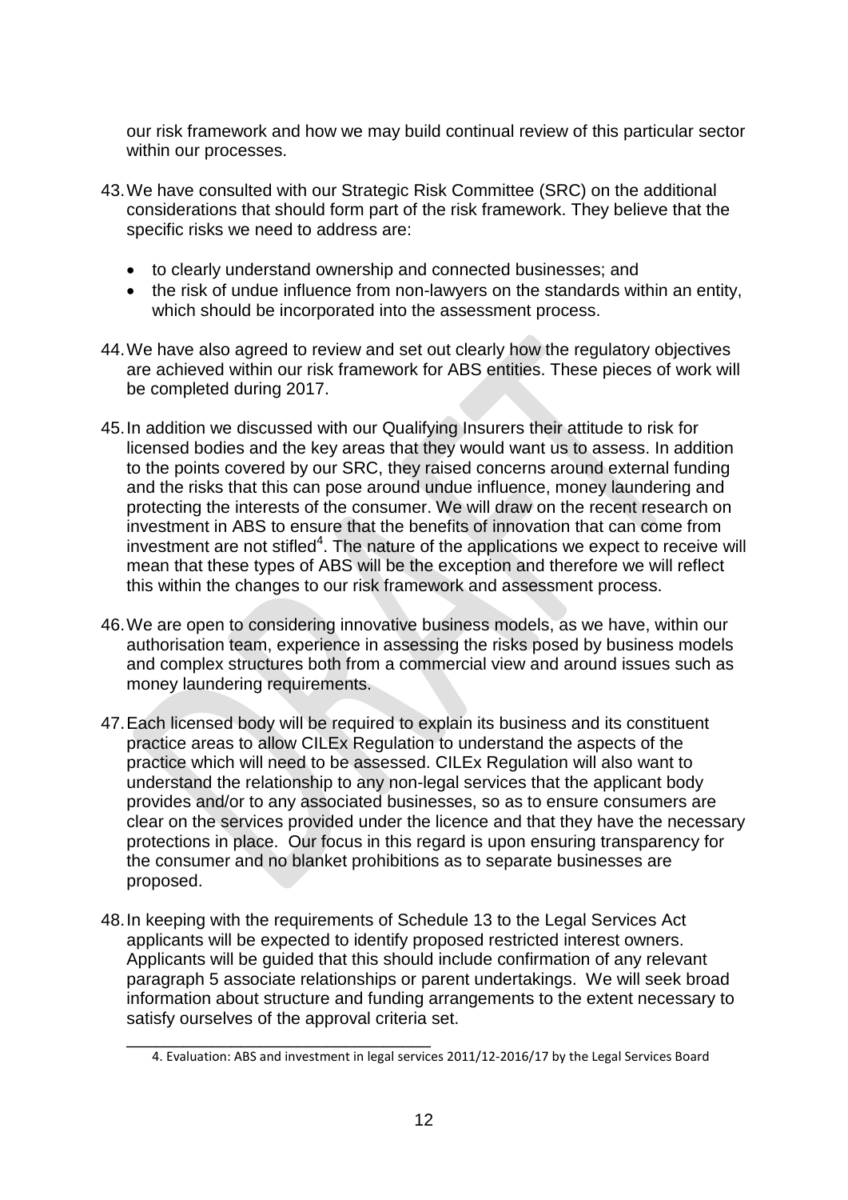our risk framework and how we may build continual review of this particular sector within our processes.

43. We have consulted with our Strategic Risk Committee (SRC) on the additional considerations that should form part of the risk framework. They believe that the specific risks we need to address are:

   - to clearly understand ownership and connected businesses; and
   - the risk of undue influence from non-lawyers on the standards within an entity, which should be incorporated into the assessment process.

44. We have also agreed to review and set out clearly how the regulatory objectives are achieved within our risk framework for ABS entities. These pieces of work will be completed during 2017.

45. In addition we discussed with our Qualifying Insurers their attitude to risk for licensed bodies and the key areas that they would want us to assess. In addition to the points covered by our SRC, they raised concerns around external funding and the risks that this can pose around undue influence, money laundering and protecting the interests of the consumer. We will draw on the recent research on investment in ABS to ensure that the benefits of innovation that can come from investment are not stifled[4]. The nature of the applications we expect to receive will mean that these types of ABS will be the exception and therefore we will reflect this within the changes to our risk framework and assessment process.

46. We are open to considering innovative business models, as we have, within our authorisation team, experience in assessing the risks posed by business models and complex structures both from a commercial view and around issues such as money laundering requirements.

47. Each licensed body will be required to explain its business and its constituent practice areas to allow CILEx Regulation to understand the aspects of the practice which will need to be assessed. CILEx Regulation will also want to understand the relationship to any non-legal services that the applicant body provides and/or to any associated businesses, so as to ensure consumers are clear on the services provided under the licence and that they have the necessary protections in place. Our focus in this regard is upon ensuring transparency for the consumer and no blanket prohibitions as to separate businesses are proposed.

48. In keeping with the requirements of Schedule 13 to the Legal Services Act applicants will be expected to identify proposed restricted interest owners. Applicants will be guided that this should include confirmation of any relevant paragraph 5 associate relationships or parent undertakings. We will seek broad information about structure and funding arrangements to the extent necessary to satisfy ourselves of the approval criteria set.

---

4. Evaluation: ABS and investment in legal services 2011/12-2016/17 by the Legal Services Board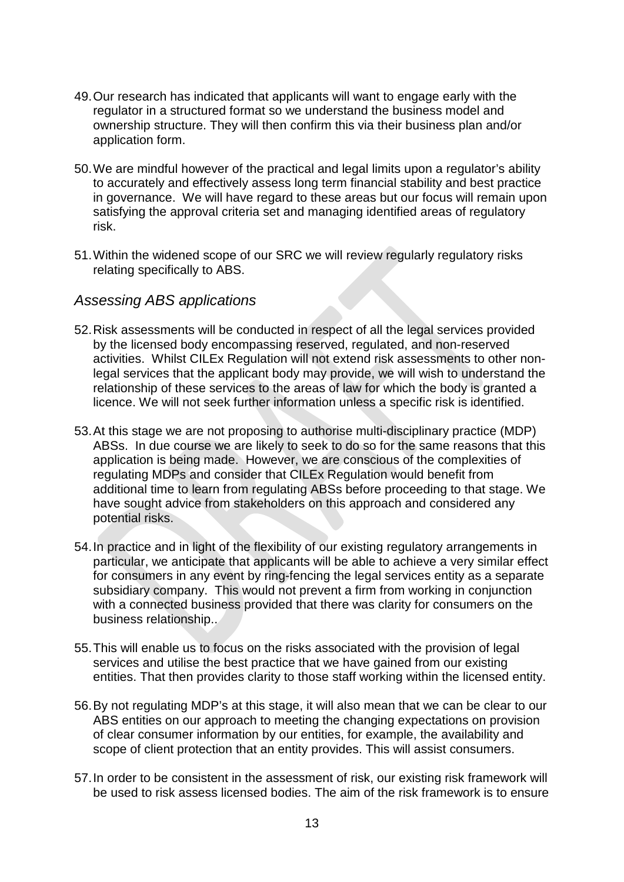49. Our research has indicated that applicants will want to engage early with the regulator in a structured format so we understand the business model and ownership structure. They will then confirm this via their business plan and/or application form.

50. We are mindful however of the practical and legal limits upon a regulator's ability to accurately and effectively assess long term financial stability and best practice in governance. We will have regard to these areas but our focus will remain upon satisfying the approval criteria set and managing identified areas of regulatory risk.

51. Within the widened scope of our SRC we will review regularly regulatory risks relating specifically to ABS.

### *Assessing ABS applications*

52. Risk assessments will be conducted in respect of all the legal services provided by the licensed body encompassing reserved, regulated, and non-reserved activities. Whilst CILEx Regulation will not extend risk assessments to other non-legal services that the applicant body may provide, we will wish to understand the relationship of these services to the areas of law for which the body is granted a licence. We will not seek further information unless a specific risk is identified.

53. At this stage we are not proposing to authorise multi-disciplinary practice (MDP) ABSs. In due course we are likely to seek to do so for the same reasons that this application is being made. However, we are conscious of the complexities of regulating MDPs and consider that CILEx Regulation would benefit from additional time to learn from regulating ABSs before proceeding to that stage. We have sought advice from stakeholders on this approach and considered any potential risks.

54. In practice and in light of the flexibility of our existing regulatory arrangements in particular, we anticipate that applicants will be able to achieve a very similar effect for consumers in any event by ring-fencing the legal services entity as a separate subsidiary company. This would not prevent a firm from working in conjunction with a connected business provided that there was clarity for consumers on the business relationship..

55. This will enable us to focus on the risks associated with the provision of legal services and utilise the best practice that we have gained from our existing entities. That then provides clarity to those staff working within the licensed entity.

56. By not regulating MDP's at this stage, it will also mean that we can be clear to our ABS entities on our approach to meeting the changing expectations on provision of clear consumer information by our entities, for example, the availability and scope of client protection that an entity provides. This will assist consumers.

57. In order to be consistent in the assessment of risk, our existing risk framework will be used to risk assess licensed bodies. The aim of the risk framework is to ensure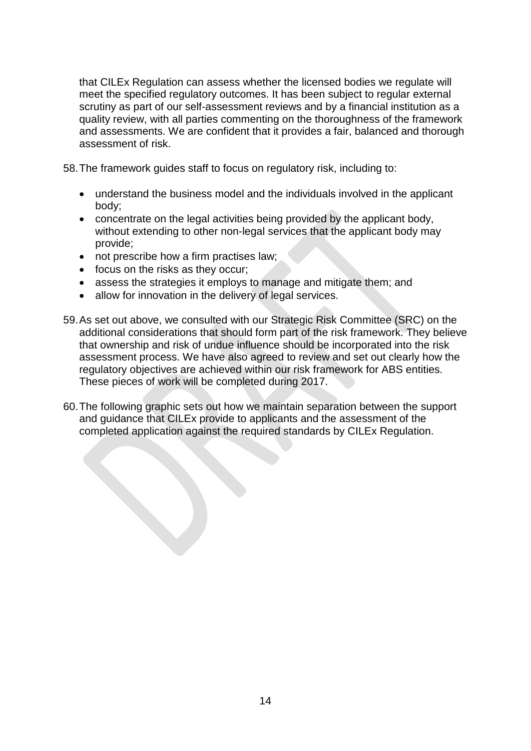that CILEx Regulation can assess whether the licensed bodies we regulate will meet the specified regulatory outcomes. It has been subject to regular external scrutiny as part of our self-assessment reviews and by a financial institution as a quality review, with all parties commenting on the thoroughness of the framework and assessments. We are confident that it provides a fair, balanced and thorough assessment of risk.

58. The framework guides staff to focus on regulatory risk, including to:

   - understand the business model and the individuals involved in the applicant body;
   - concentrate on the legal activities being provided by the applicant body, without extending to other non-legal services that the applicant body may provide;
   - not prescribe how a firm practises law;
   - focus on the risks as they occur;
   - assess the strategies it employs to manage and mitigate them; and
   - allow for innovation in the delivery of legal services.

59. As set out above, we consulted with our Strategic Risk Committee (SRC) on the additional considerations that should form part of the risk framework. They believe that ownership and risk of undue influence should be incorporated into the risk assessment process. We have also agreed to review and set out clearly how the regulatory objectives are achieved within our risk framework for ABS entities. These pieces of work will be completed during 2017.

60. The following graphic sets out how we maintain separation between the support and guidance that CILEx provide to applicants and the assessment of the completed application against the required standards by CILEx Regulation.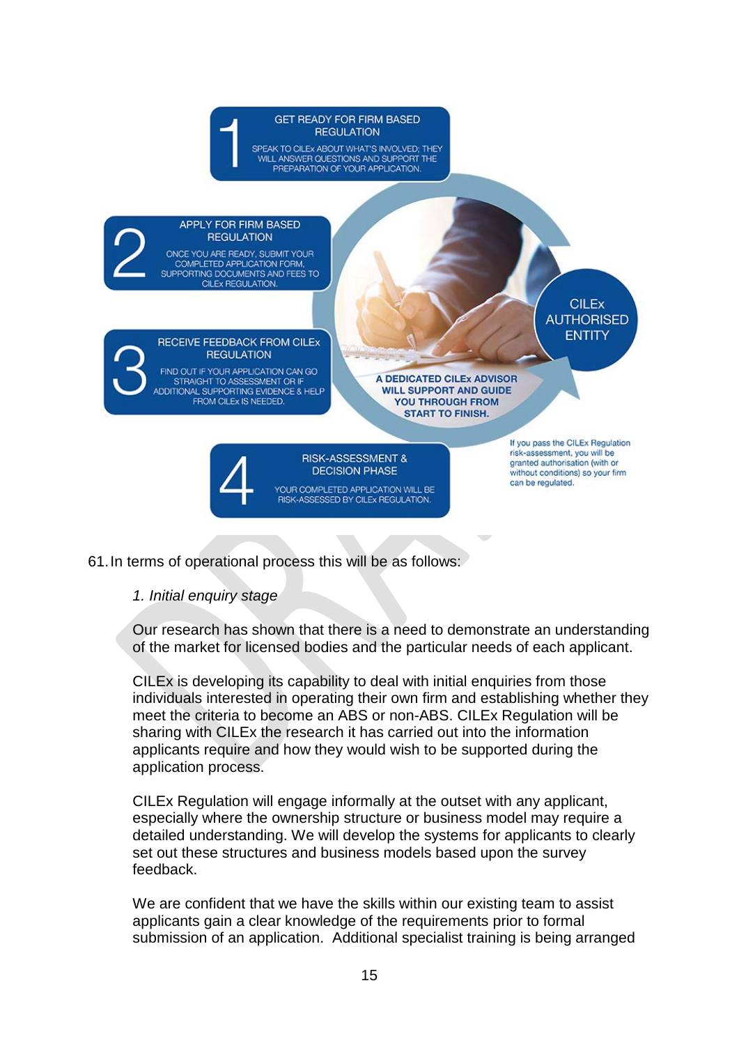1 GET READY FOR FIRM BASED REGULATION

SPEAK TO CILEx ABOUT WHAT'S INVOLVED; THEY WILL ANSWER QUESTIONS AND SUPPORT THE PREPARATION OF YOUR APPLICATION.

2 APPLY FOR FIRM BASED REGULATION

ONCE YOU ARE READY, SUBMIT YOUR COMPLETED APPLICATION FORM, SUPPORTING DOCUMENTS AND FEES TO CILEx REGULATION.

3 RECEIVE FEEDBACK FROM CILEx REGULATION

FIND OUT IF YOUR APPLICATION CAN GO STRAIGHT TO ASSESSMENT OR IF ADDITIONAL SUPPORTING EVIDENCE & HELP FROM CILEx IS NEEDED.

4 RISK-ASSESSMENT & DECISION PHASE

YOUR COMPLETED APPLICATION WILL BE RISK-ASSESSED BY CILEx REGULATION.

A DEDICATED CILEx ADVISOR WILL SUPPORT AND GUIDE YOU THROUGH FROM START TO FINISH.

CILEx AUTHORISED ENTITY

If you pass the CILEx Regulation risk-assessment, you will be granted authorisation (with or without conditions) so your firm can be regulated.

61. In terms of operational process this will be as follows:

*1. Initial enquiry stage*

Our research has shown that there is a need to demonstrate an understanding of the market for licensed bodies and the particular needs of each applicant.

CILEx is developing its capability to deal with initial enquiries from those individuals interested in operating their own firm and establishing whether they meet the criteria to become an ABS or non-ABS. CILEx Regulation will be sharing with CILEx the research it has carried out into the information applicants require and how they would wish to be supported during the application process.

CILEx Regulation will engage informally at the outset with any applicant, especially where the ownership structure or business model may require a detailed understanding. We will develop the systems for applicants to clearly set out these structures and business models based upon the survey feedback.

We are confident that we have the skills within our existing team to assist applicants gain a clear knowledge of the requirements prior to formal submission of an application. Additional specialist training is being arranged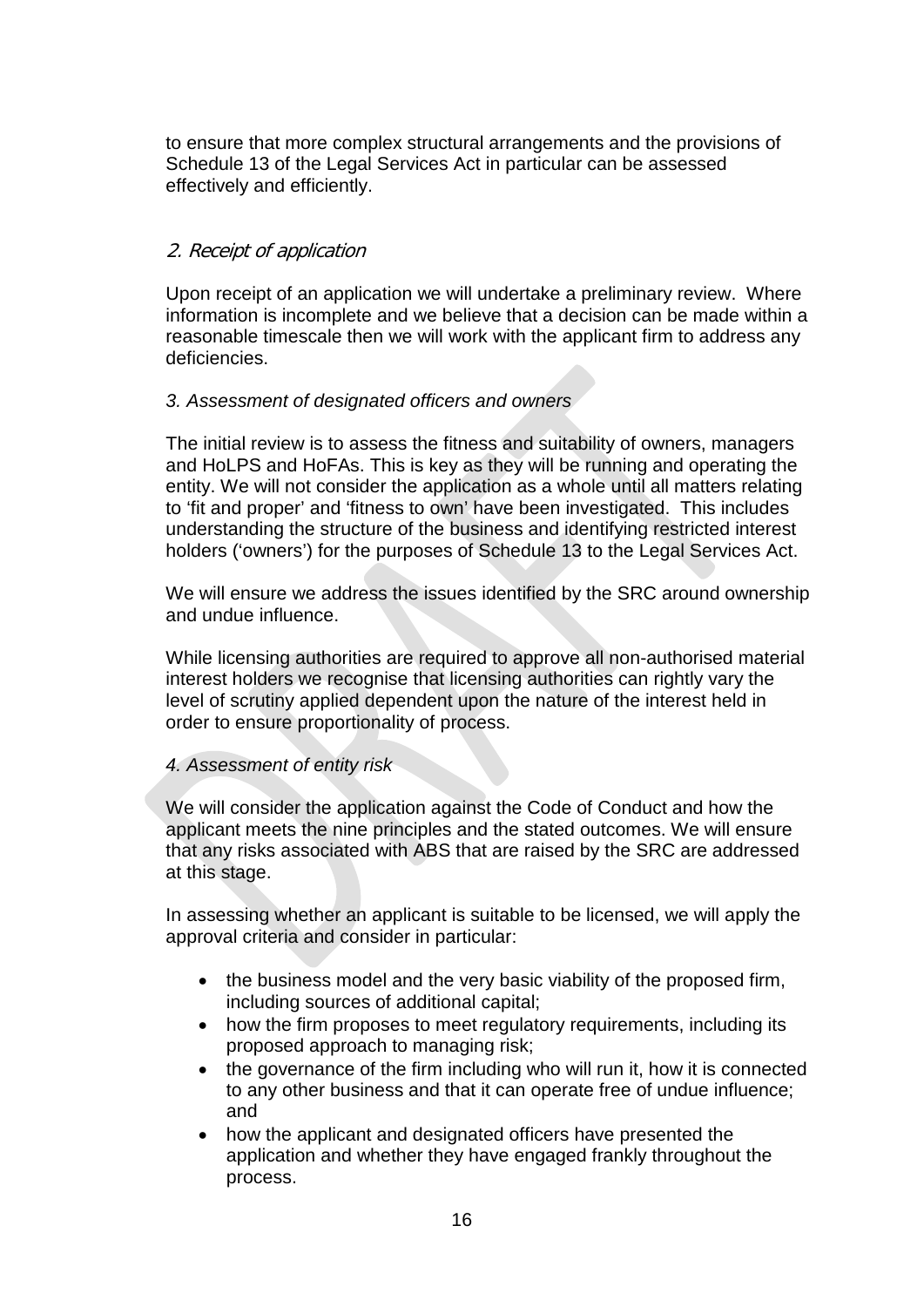to ensure that more complex structural arrangements and the provisions of Schedule 13 of the Legal Services Act in particular can be assessed effectively and efficiently.

### *2. Receipt of application*

Upon receipt of an application we will undertake a preliminary review. Where information is incomplete and we believe that a decision can be made within a reasonable timescale then we will work with the applicant firm to address any deficiencies.

### *3. Assessment of designated officers and owners*

The initial review is to assess the fitness and suitability of owners, managers and HoLPS and HoFAs. This is key as they will be running and operating the entity. We will not consider the application as a whole until all matters relating to 'fit and proper' and 'fitness to own' have been investigated. This includes understanding the structure of the business and identifying restricted interest holders ('owners') for the purposes of Schedule 13 to the Legal Services Act.

We will ensure we address the issues identified by the SRC around ownership and undue influence.

While licensing authorities are required to approve all non-authorised material interest holders we recognise that licensing authorities can rightly vary the level of scrutiny applied dependent upon the nature of the interest held in order to ensure proportionality of process.

### *4. Assessment of entity risk*

We will consider the application against the Code of Conduct and how the applicant meets the nine principles and the stated outcomes. We will ensure that any risks associated with ABS that are raised by the SRC are addressed at this stage.

In assessing whether an applicant is suitable to be licensed, we will apply the approval criteria and consider in particular:

- the business model and the very basic viability of the proposed firm, including sources of additional capital;
- how the firm proposes to meet regulatory requirements, including its proposed approach to managing risk;
- the governance of the firm including who will run it, how it is connected to any other business and that it can operate free of undue influence; and
- how the applicant and designated officers have presented the application and whether they have engaged frankly throughout the process.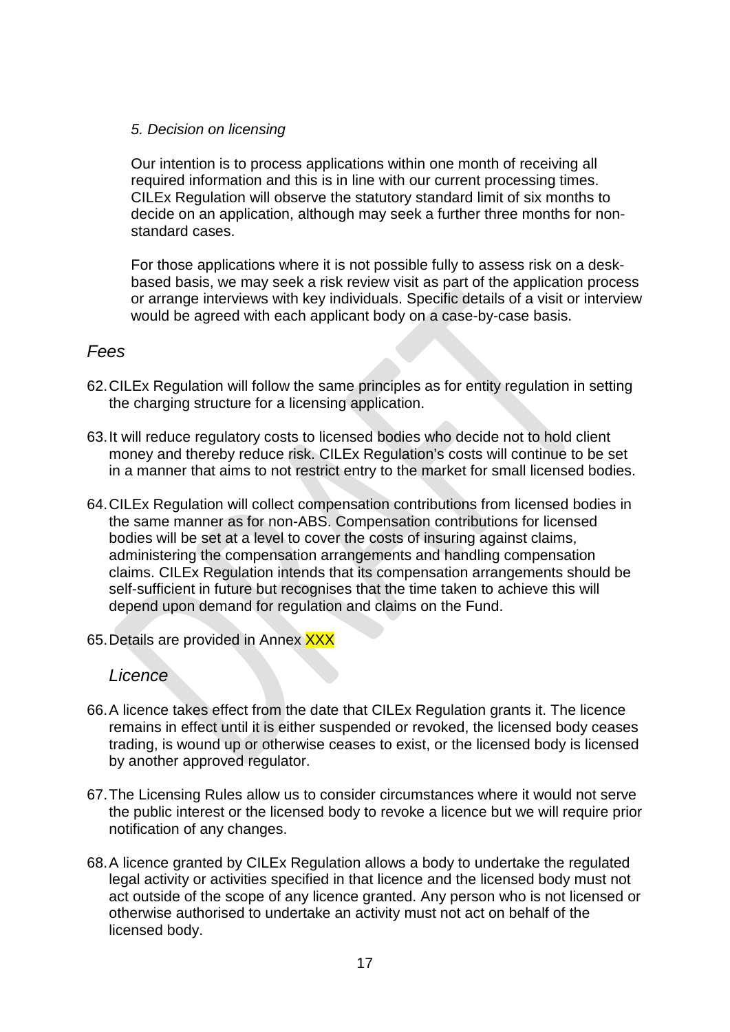*5. Decision on licensing*

Our intention is to process applications within one month of receiving all required information and this is in line with our current processing times. CILEx Regulation will observe the statutory standard limit of six months to decide on an application, although may seek a further three months for non-standard cases.

For those applications where it is not possible fully to assess risk on a desk-based basis, we may seek a risk review visit as part of the application process or arrange interviews with key individuals. Specific details of a visit or interview would be agreed with each applicant body on a case-by-case basis.

## *Fees*

62. CILEx Regulation will follow the same principles as for entity regulation in setting the charging structure for a licensing application.

63. It will reduce regulatory costs to licensed bodies who decide not to hold client money and thereby reduce risk. CILEx Regulation's costs will continue to be set in a manner that aims to not restrict entry to the market for small licensed bodies.

64. CILEx Regulation will collect compensation contributions from licensed bodies in the same manner as for non-ABS. Compensation contributions for licensed bodies will be set at a level to cover the costs of insuring against claims, administering the compensation arrangements and handling compensation claims. CILEx Regulation intends that its compensation arrangements should be self-sufficient in future but recognises that the time taken to achieve this will depend upon demand for regulation and claims on the Fund.

65. Details are provided in Annex XXX

## *Licence*

66. A licence takes effect from the date that CILEx Regulation grants it. The licence remains in effect until it is either suspended or revoked, the licensed body ceases trading, is wound up or otherwise ceases to exist, or the licensed body is licensed by another approved regulator.

67. The Licensing Rules allow us to consider circumstances where it would not serve the public interest or the licensed body to revoke a licence but we will require prior notification of any changes.

68. A licence granted by CILEx Regulation allows a body to undertake the regulated legal activity or activities specified in that licence and the licensed body must not act outside of the scope of any licence granted. Any person who is not licensed or otherwise authorised to undertake an activity must not act on behalf of the licensed body.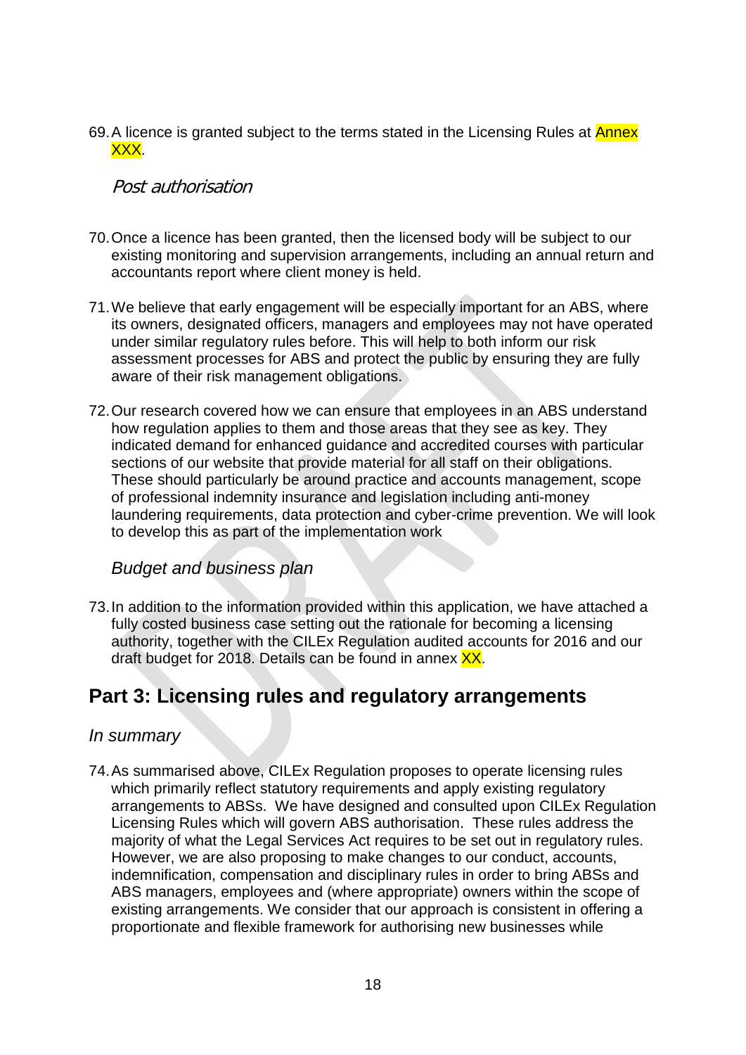69. A licence is granted subject to the terms stated in the Licensing Rules at Annex XXX.

### *Post authorisation*

70. Once a licence has been granted, then the licensed body will be subject to our existing monitoring and supervision arrangements, including an annual return and accountants report where client money is held.

71. We believe that early engagement will be especially important for an ABS, where its owners, designated officers, managers and employees may not have operated under similar regulatory rules before. This will help to both inform our risk assessment processes for ABS and protect the public by ensuring they are fully aware of their risk management obligations.

72. Our research covered how we can ensure that employees in an ABS understand how regulation applies to them and those areas that they see as key. They indicated demand for enhanced guidance and accredited courses with particular sections of our website that provide material for all staff on their obligations. These should particularly be around practice and accounts management, scope of professional indemnity insurance and legislation including anti-money laundering requirements, data protection and cyber-crime prevention. We will look to develop this as part of the implementation work

### *Budget and business plan*

73. In addition to the information provided within this application, we have attached a fully costed business case setting out the rationale for becoming a licensing authority, together with the CILEx Regulation audited accounts for 2016 and our draft budget for 2018. Details can be found in annex XX.

## Part 3: Licensing rules and regulatory arrangements

### *In summary*

74. As summarised above, CILEx Regulation proposes to operate licensing rules which primarily reflect statutory requirements and apply existing regulatory arrangements to ABSs. We have designed and consulted upon CILEx Regulation Licensing Rules which will govern ABS authorisation. These rules address the majority of what the Legal Services Act requires to be set out in regulatory rules. However, we are also proposing to make changes to our conduct, accounts, indemnification, compensation and disciplinary rules in order to bring ABSs and ABS managers, employees and (where appropriate) owners within the scope of existing arrangements. We consider that our approach is consistent in offering a proportionate and flexible framework for authorising new businesses while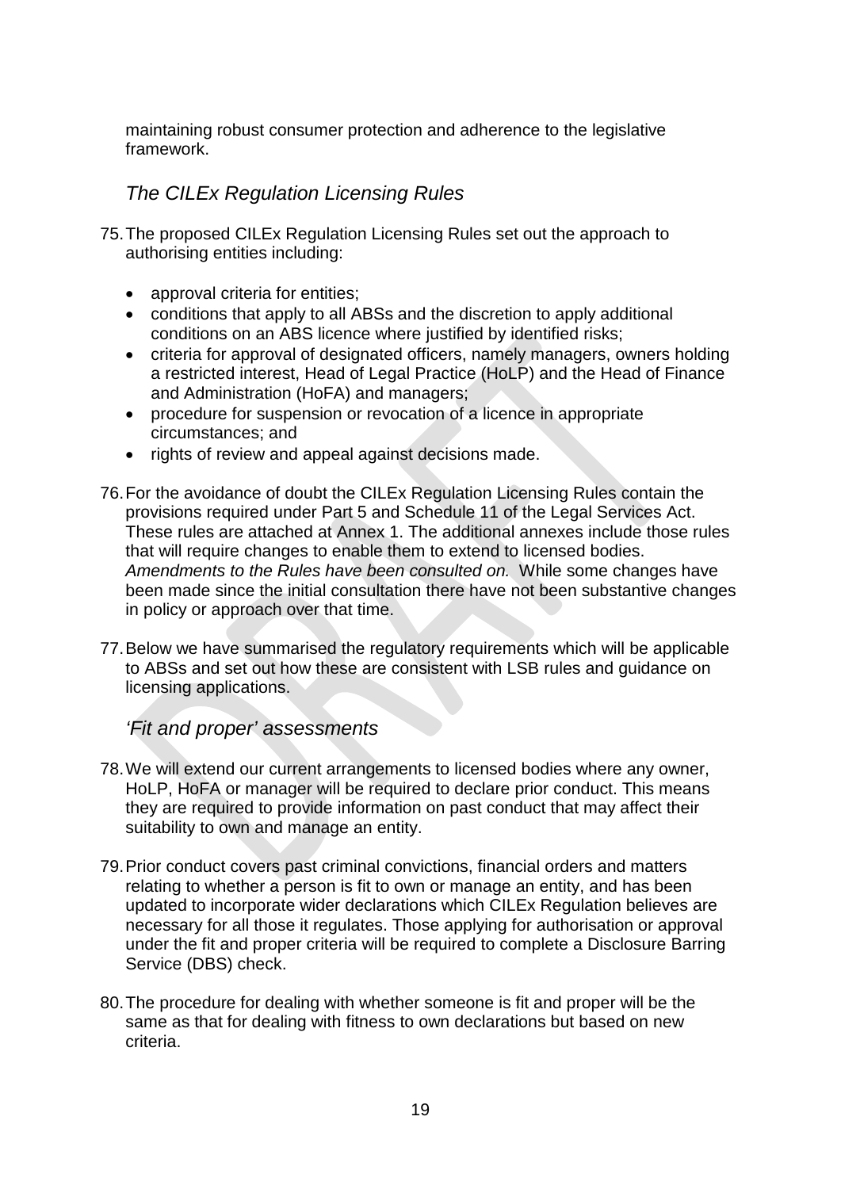maintaining robust consumer protection and adherence to the legislative framework.

## *The CILEx Regulation Licensing Rules*

75. The proposed CILEx Regulation Licensing Rules set out the approach to authorising entities including:

    - approval criteria for entities;
    - conditions that apply to all ABSs and the discretion to apply additional conditions on an ABS licence where justified by identified risks;
    - criteria for approval of designated officers, namely managers, owners holding a restricted interest, Head of Legal Practice (HoLP) and the Head of Finance and Administration (HoFA) and managers;
    - procedure for suspension or revocation of a licence in appropriate circumstances; and
    - rights of review and appeal against decisions made.

76. For the avoidance of doubt the CILEx Regulation Licensing Rules contain the provisions required under Part 5 and Schedule 11 of the Legal Services Act. These rules are attached at Annex 1. The additional annexes include those rules that will require changes to enable them to extend to licensed bodies. *Amendments to the Rules have been consulted on.* While some changes have been made since the initial consultation there have not been substantive changes in policy or approach over that time.

77. Below we have summarised the regulatory requirements which will be applicable to ABSs and set out how these are consistent with LSB rules and guidance on licensing applications.

## *'Fit and proper' assessments*

78. We will extend our current arrangements to licensed bodies where any owner, HoLP, HoFA or manager will be required to declare prior conduct. This means they are required to provide information on past conduct that may affect their suitability to own and manage an entity.

79. Prior conduct covers past criminal convictions, financial orders and matters relating to whether a person is fit to own or manage an entity, and has been updated to incorporate wider declarations which CILEx Regulation believes are necessary for all those it regulates. Those applying for authorisation or approval under the fit and proper criteria will be required to complete a Disclosure Barring Service (DBS) check.

80. The procedure for dealing with whether someone is fit and proper will be the same as that for dealing with fitness to own declarations but based on new criteria.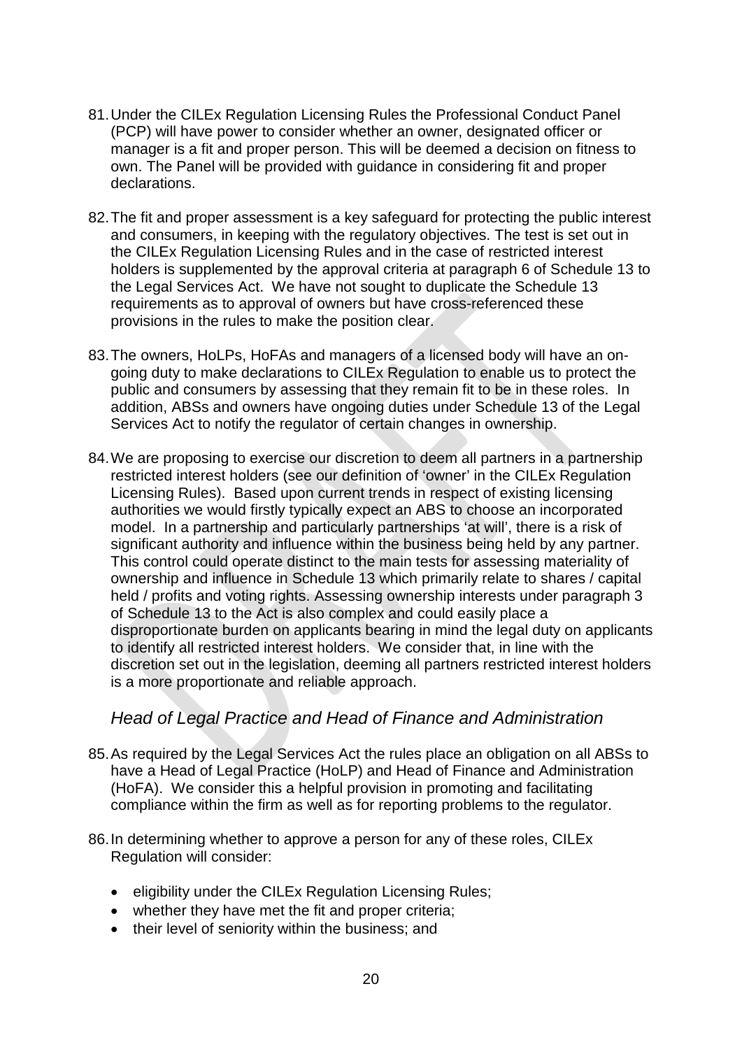81. Under the CILEx Regulation Licensing Rules the Professional Conduct Panel (PCP) will have power to consider whether an owner, designated officer or manager is a fit and proper person. This will be deemed a decision on fitness to own. The Panel will be provided with guidance in considering fit and proper declarations.

82. The fit and proper assessment is a key safeguard for protecting the public interest and consumers, in keeping with the regulatory objectives. The test is set out in the CILEx Regulation Licensing Rules and in the case of restricted interest holders is supplemented by the approval criteria at paragraph 6 of Schedule 13 to the Legal Services Act. We have not sought to duplicate the Schedule 13 requirements as to approval of owners but have cross-referenced these provisions in the rules to make the position clear.

83. The owners, HoLPs, HoFAs and managers of a licensed body will have an on-going duty to make declarations to CILEx Regulation to enable us to protect the public and consumers by assessing that they remain fit to be in these roles. In addition, ABSs and owners have ongoing duties under Schedule 13 of the Legal Services Act to notify the regulator of certain changes in ownership.

84. We are proposing to exercise our discretion to deem all partners in a partnership restricted interest holders (see our definition of 'owner' in the CILEx Regulation Licensing Rules). Based upon current trends in respect of existing licensing authorities we would firstly typically expect an ABS to choose an incorporated model. In a partnership and particularly partnerships 'at will', there is a risk of significant authority and influence within the business being held by any partner. This control could operate distinct to the main tests for assessing materiality of ownership and influence in Schedule 13 which primarily relate to shares / capital held / profits and voting rights. Assessing ownership interests under paragraph 3 of Schedule 13 to the Act is also complex and could easily place a disproportionate burden on applicants bearing in mind the legal duty on applicants to identify all restricted interest holders. We consider that, in line with the discretion set out in the legislation, deeming all partners restricted interest holders is a more proportionate and reliable approach.

## *Head of Legal Practice and Head of Finance and Administration*

85. As required by the Legal Services Act the rules place an obligation on all ABSs to have a Head of Legal Practice (HoLP) and Head of Finance and Administration (HoFA). We consider this a helpful provision in promoting and facilitating compliance within the firm as well as for reporting problems to the regulator.

86. In determining whether to approve a person for any of these roles, CILEx Regulation will consider:

   - eligibility under the CILEx Regulation Licensing Rules;
   - whether they have met the fit and proper criteria;
   - their level of seniority within the business; and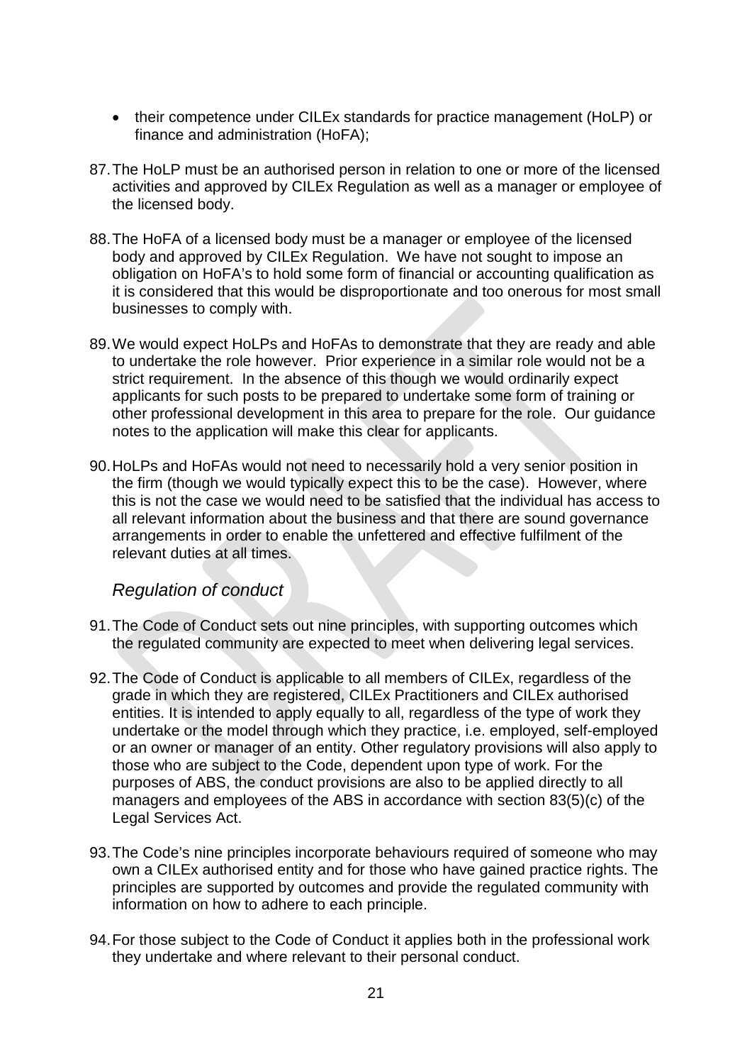- their competence under CILEx standards for practice management (HoLP) or finance and administration (HoFA);

87. The HoLP must be an authorised person in relation to one or more of the licensed activities and approved by CILEx Regulation as well as a manager or employee of the licensed body.

88. The HoFA of a licensed body must be a manager or employee of the licensed body and approved by CILEx Regulation. We have not sought to impose an obligation on HoFA's to hold some form of financial or accounting qualification as it is considered that this would be disproportionate and too onerous for most small businesses to comply with.

89. We would expect HoLPs and HoFAs to demonstrate that they are ready and able to undertake the role however. Prior experience in a similar role would not be a strict requirement. In the absence of this though we would ordinarily expect applicants for such posts to be prepared to undertake some form of training or other professional development in this area to prepare for the role. Our guidance notes to the application will make this clear for applicants.

90. HoLPs and HoFAs would not need to necessarily hold a very senior position in the firm (though we would typically expect this to be the case). However, where this is not the case we would need to be satisfied that the individual has access to all relevant information about the business and that there are sound governance arrangements in order to enable the unfettered and effective fulfilment of the relevant duties at all times.

### *Regulation of conduct*

91. The Code of Conduct sets out nine principles, with supporting outcomes which the regulated community are expected to meet when delivering legal services.

92. The Code of Conduct is applicable to all members of CILEx, regardless of the grade in which they are registered, CILEx Practitioners and CILEx authorised entities. It is intended to apply equally to all, regardless of the type of work they undertake or the model through which they practice, i.e. employed, self-employed or an owner or manager of an entity. Other regulatory provisions will also apply to those who are subject to the Code, dependent upon type of work. For the purposes of ABS, the conduct provisions are also to be applied directly to all managers and employees of the ABS in accordance with section 83(5)(c) of the Legal Services Act.

93. The Code's nine principles incorporate behaviours required of someone who may own a CILEx authorised entity and for those who have gained practice rights. The principles are supported by outcomes and provide the regulated community with information on how to adhere to each principle.

94. For those subject to the Code of Conduct it applies both in the professional work they undertake and where relevant to their personal conduct.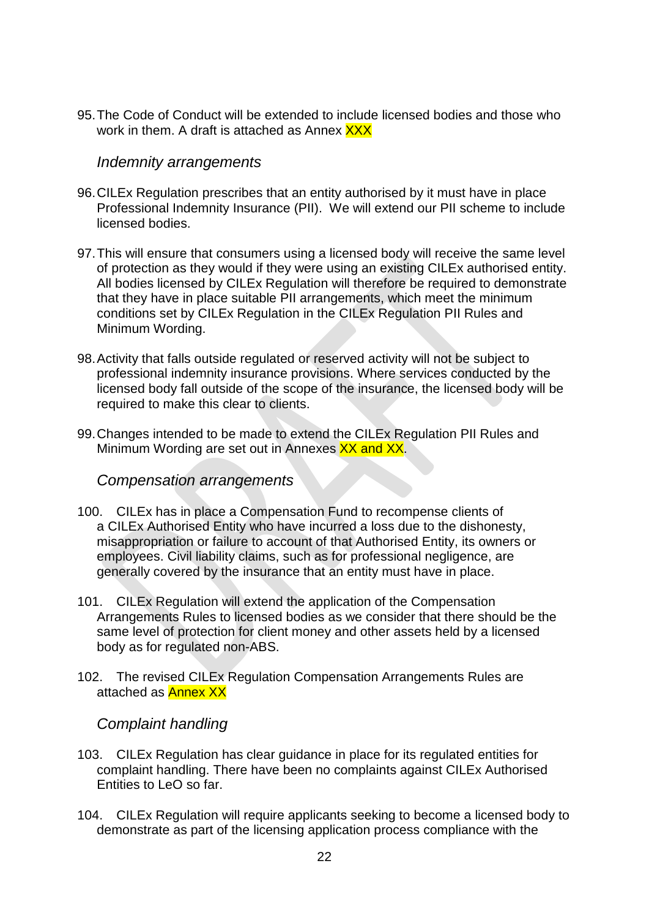95. The Code of Conduct will be extended to include licensed bodies and those who work in them. A draft is attached as Annex XXX

### *Indemnity arrangements*

96. CILEx Regulation prescribes that an entity authorised by it must have in place Professional Indemnity Insurance (PII). We will extend our PII scheme to include licensed bodies.

97. This will ensure that consumers using a licensed body will receive the same level of protection as they would if they were using an existing CILEx authorised entity. All bodies licensed by CILEx Regulation will therefore be required to demonstrate that they have in place suitable PII arrangements, which meet the minimum conditions set by CILEx Regulation in the CILEx Regulation PII Rules and Minimum Wording.

98. Activity that falls outside regulated or reserved activity will not be subject to professional indemnity insurance provisions. Where services conducted by the licensed body fall outside of the scope of the insurance, the licensed body will be required to make this clear to clients.

99. Changes intended to be made to extend the CILEx Regulation PII Rules and Minimum Wording are set out in Annexes XX and XX.

### *Compensation arrangements*

100. CILEx has in place a Compensation Fund to recompense clients of a CILEx Authorised Entity who have incurred a loss due to the dishonesty, misappropriation or failure to account of that Authorised Entity, its owners or employees. Civil liability claims, such as for professional negligence, are generally covered by the insurance that an entity must have in place.

101. CILEx Regulation will extend the application of the Compensation Arrangements Rules to licensed bodies as we consider that there should be the same level of protection for client money and other assets held by a licensed body as for regulated non-ABS.

102. The revised CILEx Regulation Compensation Arrangements Rules are attached as Annex XX

### *Complaint handling*

103. CILEx Regulation has clear guidance in place for its regulated entities for complaint handling. There have been no complaints against CILEx Authorised Entities to LeO so far.

104. CILEx Regulation will require applicants seeking to become a licensed body to demonstrate as part of the licensing application process compliance with the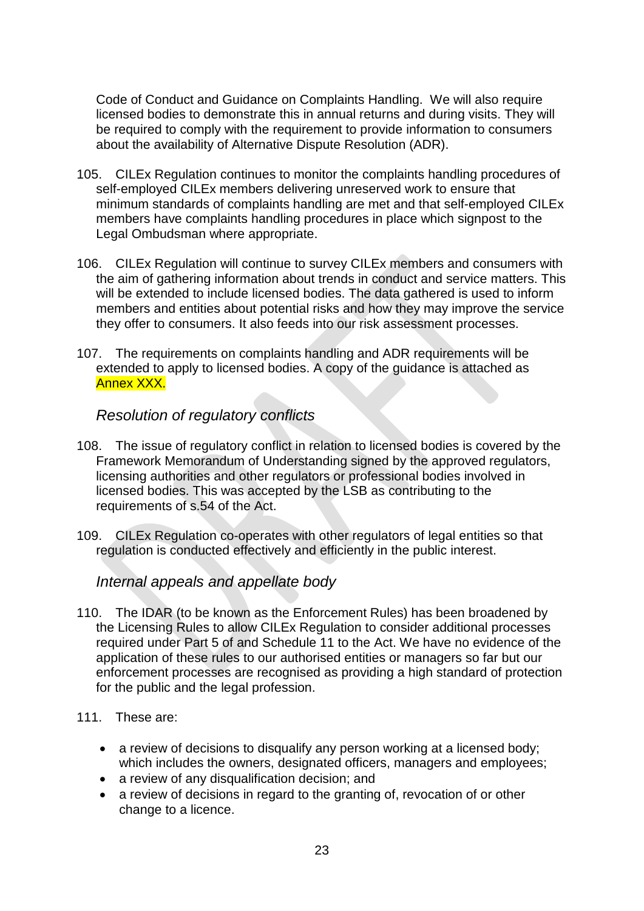Code of Conduct and Guidance on Complaints Handling. We will also require licensed bodies to demonstrate this in annual returns and during visits. They will be required to comply with the requirement to provide information to consumers about the availability of Alternative Dispute Resolution (ADR).

105. CILEx Regulation continues to monitor the complaints handling procedures of self-employed CILEx members delivering unreserved work to ensure that minimum standards of complaints handling are met and that self-employed CILEx members have complaints handling procedures in place which signpost to the Legal Ombudsman where appropriate.

106. CILEx Regulation will continue to survey CILEx members and consumers with the aim of gathering information about trends in conduct and service matters. This will be extended to include licensed bodies. The data gathered is used to inform members and entities about potential risks and how they may improve the service they offer to consumers. It also feeds into our risk assessment processes.

107. The requirements on complaints handling and ADR requirements will be extended to apply to licensed bodies. A copy of the guidance is attached as Annex XXX.

## *Resolution of regulatory conflicts*

108. The issue of regulatory conflict in relation to licensed bodies is covered by the Framework Memorandum of Understanding signed by the approved regulators, licensing authorities and other regulators or professional bodies involved in licensed bodies. This was accepted by the LSB as contributing to the requirements of s.54 of the Act.

109. CILEx Regulation co-operates with other regulators of legal entities so that regulation is conducted effectively and efficiently in the public interest.

## *Internal appeals and appellate body*

110. The IDAR (to be known as the Enforcement Rules) has been broadened by the Licensing Rules to allow CILEx Regulation to consider additional processes required under Part 5 of and Schedule 11 to the Act. We have no evidence of the application of these rules to our authorised entities or managers so far but our enforcement processes are recognised as providing a high standard of protection for the public and the legal profession.

111. These are:

- a review of decisions to disqualify any person working at a licensed body; which includes the owners, designated officers, managers and employees;
- a review of any disqualification decision; and
- a review of decisions in regard to the granting of, revocation of or other change to a licence.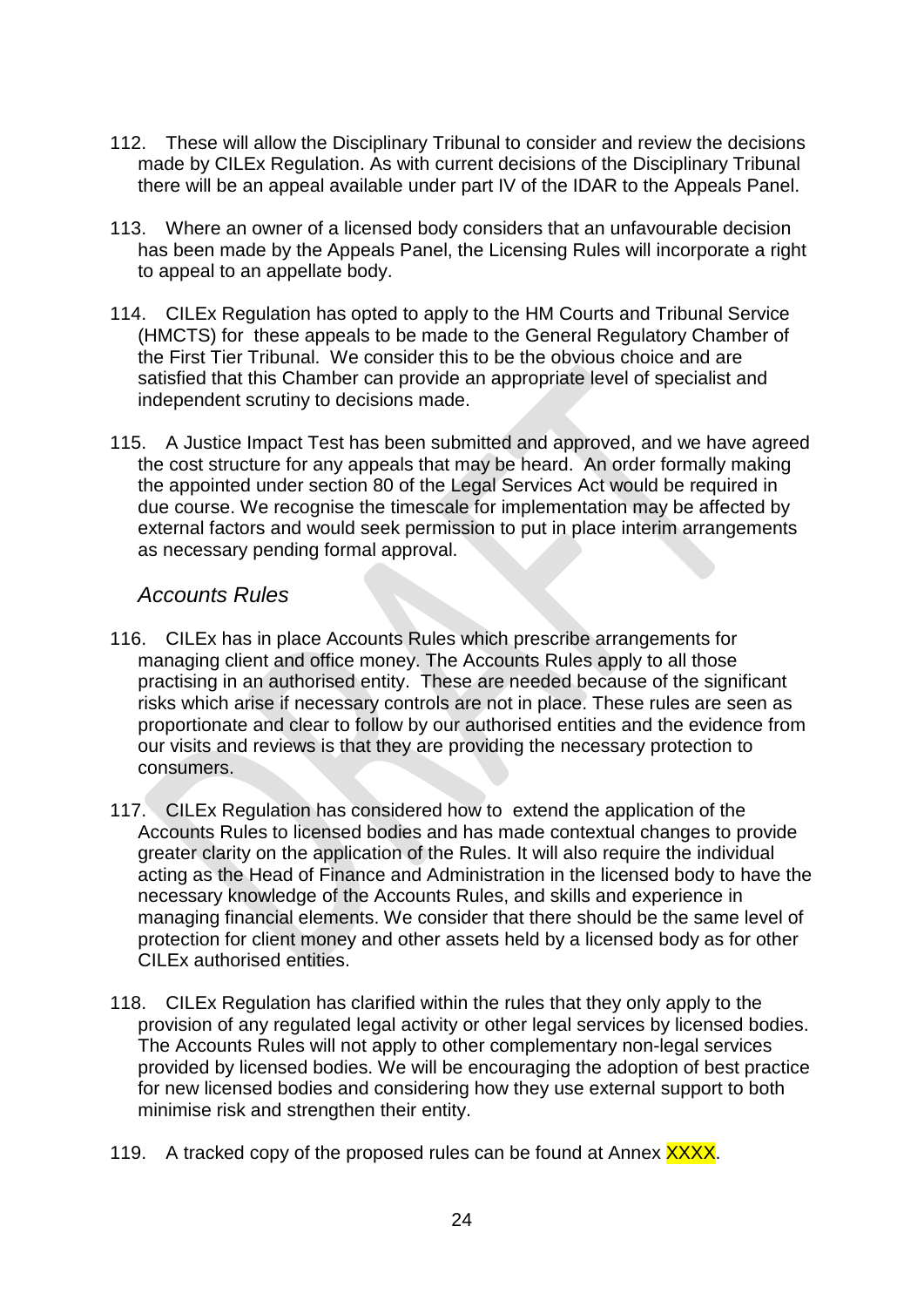112. These will allow the Disciplinary Tribunal to consider and review the decisions made by CILEx Regulation. As with current decisions of the Disciplinary Tribunal there will be an appeal available under part IV of the IDAR to the Appeals Panel.

113. Where an owner of a licensed body considers that an unfavourable decision has been made by the Appeals Panel, the Licensing Rules will incorporate a right to appeal to an appellate body.

114. CILEx Regulation has opted to apply to the HM Courts and Tribunal Service (HMCTS) for these appeals to be made to the General Regulatory Chamber of the First Tier Tribunal. We consider this to be the obvious choice and are satisfied that this Chamber can provide an appropriate level of specialist and independent scrutiny to decisions made.

115. A Justice Impact Test has been submitted and approved, and we have agreed the cost structure for any appeals that may be heard. An order formally making the appointed under section 80 of the Legal Services Act would be required in due course. We recognise the timescale for implementation may be affected by external factors and would seek permission to put in place interim arrangements as necessary pending formal approval.

### *Accounts Rules*

116. CILEx has in place Accounts Rules which prescribe arrangements for managing client and office money. The Accounts Rules apply to all those practising in an authorised entity. These are needed because of the significant risks which arise if necessary controls are not in place. These rules are seen as proportionate and clear to follow by our authorised entities and the evidence from our visits and reviews is that they are providing the necessary protection to consumers.

117. CILEx Regulation has considered how to extend the application of the Accounts Rules to licensed bodies and has made contextual changes to provide greater clarity on the application of the Rules. It will also require the individual acting as the Head of Finance and Administration in the licensed body to have the necessary knowledge of the Accounts Rules, and skills and experience in managing financial elements. We consider that there should be the same level of protection for client money and other assets held by a licensed body as for other CILEx authorised entities.

118. CILEx Regulation has clarified within the rules that they only apply to the provision of any regulated legal activity or other legal services by licensed bodies. The Accounts Rules will not apply to other complementary non-legal services provided by licensed bodies. We will be encouraging the adoption of best practice for new licensed bodies and considering how they use external support to both minimise risk and strengthen their entity.

119. A tracked copy of the proposed rules can be found at Annex XXXX.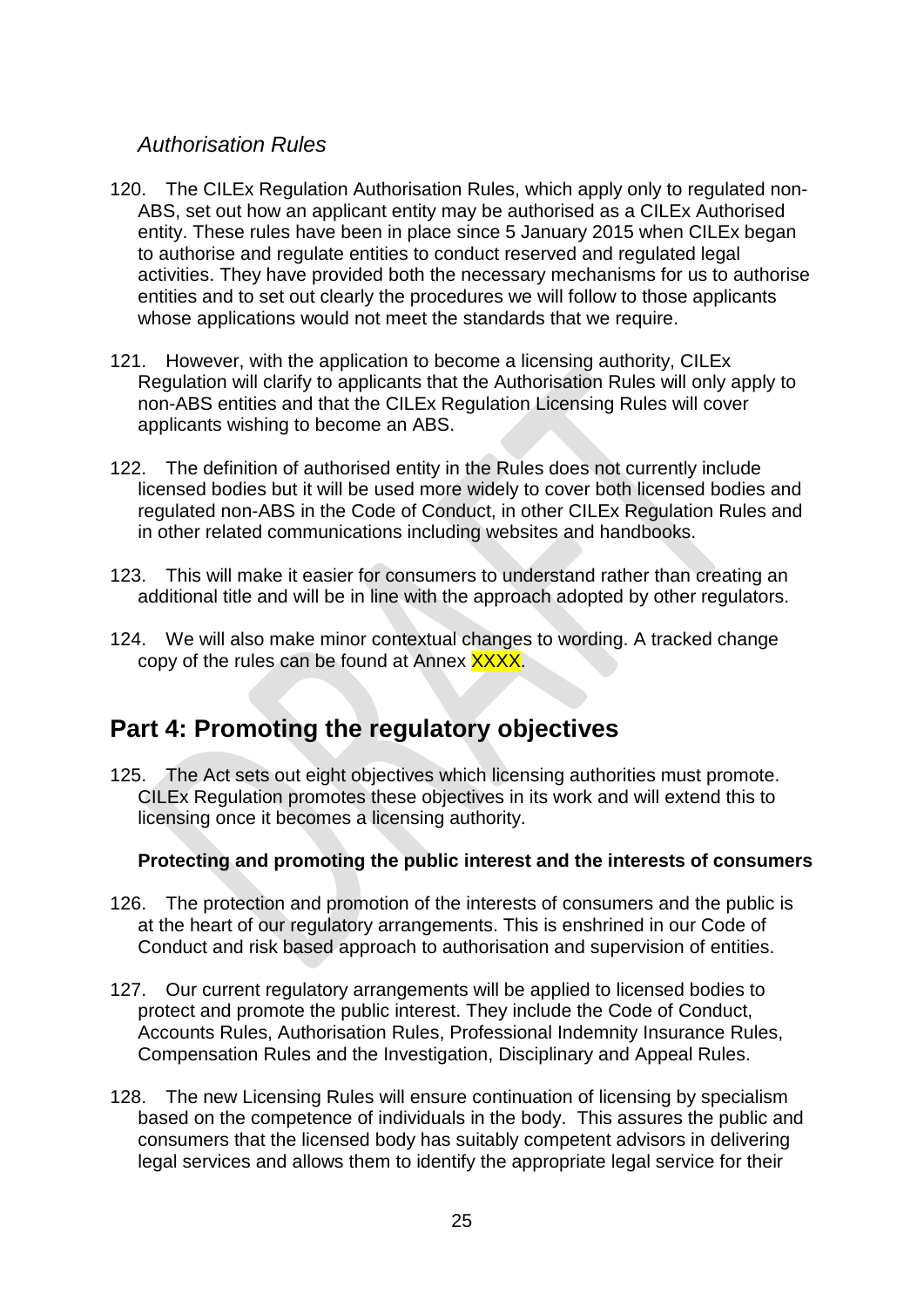*Authorisation Rules*

120. The CILEx Regulation Authorisation Rules, which apply only to regulated non-ABS, set out how an applicant entity may be authorised as a CILEx Authorised entity. These rules have been in place since 5 January 2015 when CILEx began to authorise and regulate entities to conduct reserved and regulated legal activities. They have provided both the necessary mechanisms for us to authorise entities and to set out clearly the procedures we will follow to those applicants whose applications would not meet the standards that we require.

121. However, with the application to become a licensing authority, CILEx Regulation will clarify to applicants that the Authorisation Rules will only apply to non-ABS entities and that the CILEx Regulation Licensing Rules will cover applicants wishing to become an ABS.

122. The definition of authorised entity in the Rules does not currently include licensed bodies but it will be used more widely to cover both licensed bodies and regulated non-ABS in the Code of Conduct, in other CILEx Regulation Rules and in other related communications including websites and handbooks.

123. This will make it easier for consumers to understand rather than creating an additional title and will be in line with the approach adopted by other regulators.

124. We will also make minor contextual changes to wording. A tracked change copy of the rules can be found at Annex XXXX.

## Part 4: Promoting the regulatory objectives

125. The Act sets out eight objectives which licensing authorities must promote. CILEx Regulation promotes these objectives in its work and will extend this to licensing once it becomes a licensing authority.

**Protecting and promoting the public interest and the interests of consumers**

126. The protection and promotion of the interests of consumers and the public is at the heart of our regulatory arrangements. This is enshrined in our Code of Conduct and risk based approach to authorisation and supervision of entities.

127. Our current regulatory arrangements will be applied to licensed bodies to protect and promote the public interest. They include the Code of Conduct, Accounts Rules, Authorisation Rules, Professional Indemnity Insurance Rules, Compensation Rules and the Investigation, Disciplinary and Appeal Rules.

128. The new Licensing Rules will ensure continuation of licensing by specialism based on the competence of individuals in the body. This assures the public and consumers that the licensed body has suitably competent advisors in delivering legal services and allows them to identify the appropriate legal service for their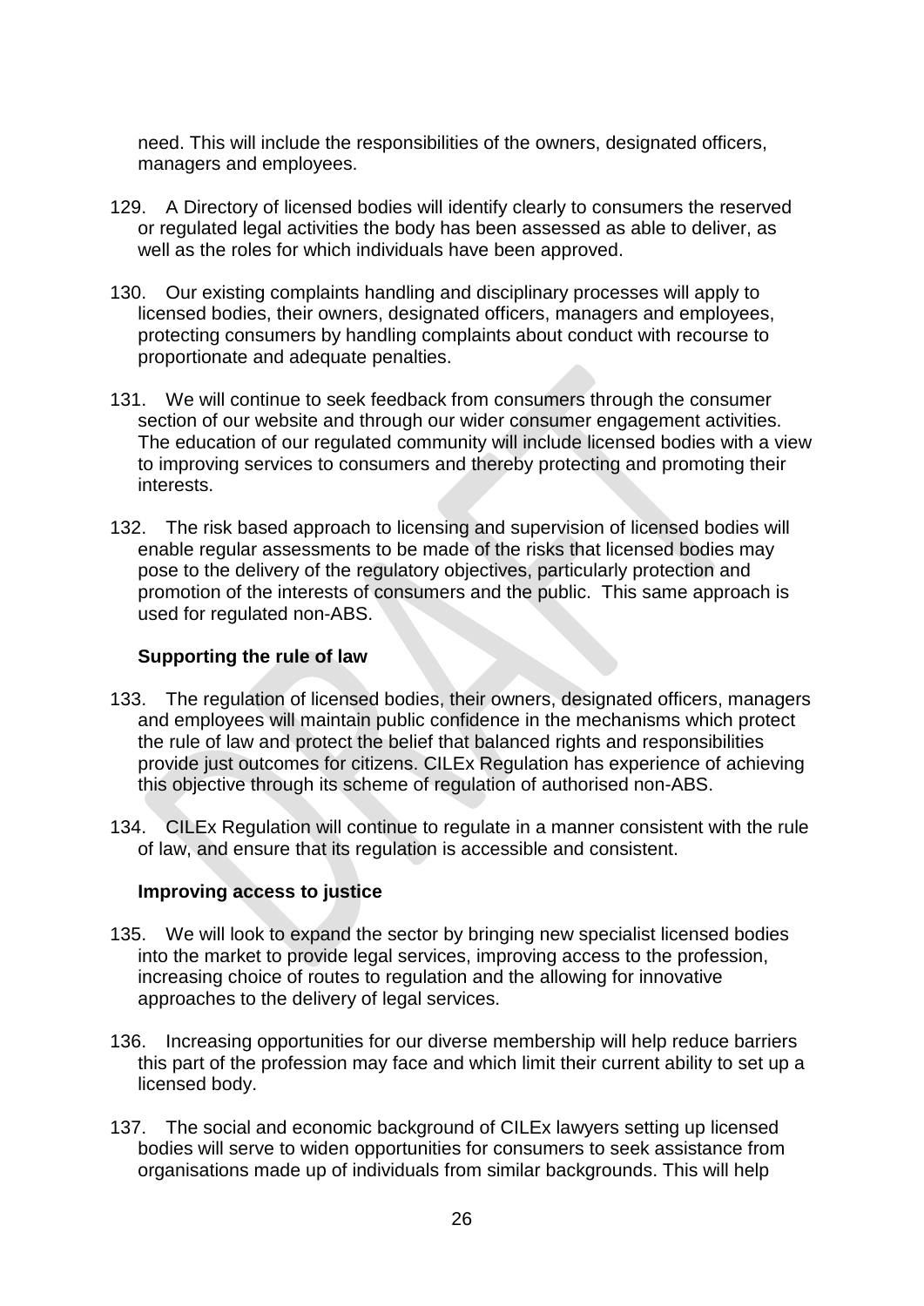need. This will include the responsibilities of the owners, designated officers, managers and employees.

129. A Directory of licensed bodies will identify clearly to consumers the reserved or regulated legal activities the body has been assessed as able to deliver, as well as the roles for which individuals have been approved.

130. Our existing complaints handling and disciplinary processes will apply to licensed bodies, their owners, designated officers, managers and employees, protecting consumers by handling complaints about conduct with recourse to proportionate and adequate penalties.

131. We will continue to seek feedback from consumers through the consumer section of our website and through our wider consumer engagement activities. The education of our regulated community will include licensed bodies with a view to improving services to consumers and thereby protecting and promoting their interests.

132. The risk based approach to licensing and supervision of licensed bodies will enable regular assessments to be made of the risks that licensed bodies may pose to the delivery of the regulatory objectives, particularly protection and promotion of the interests of consumers and the public. This same approach is used for regulated non-ABS.

**Supporting the rule of law**

133. The regulation of licensed bodies, their owners, designated officers, managers and employees will maintain public confidence in the mechanisms which protect the rule of law and protect the belief that balanced rights and responsibilities provide just outcomes for citizens. CILEx Regulation has experience of achieving this objective through its scheme of regulation of authorised non-ABS.

134. CILEx Regulation will continue to regulate in a manner consistent with the rule of law, and ensure that its regulation is accessible and consistent.

**Improving access to justice**

135. We will look to expand the sector by bringing new specialist licensed bodies into the market to provide legal services, improving access to the profession, increasing choice of routes to regulation and the allowing for innovative approaches to the delivery of legal services.

136. Increasing opportunities for our diverse membership will help reduce barriers this part of the profession may face and which limit their current ability to set up a licensed body.

137. The social and economic background of CILEx lawyers setting up licensed bodies will serve to widen opportunities for consumers to seek assistance from organisations made up of individuals from similar backgrounds. This will help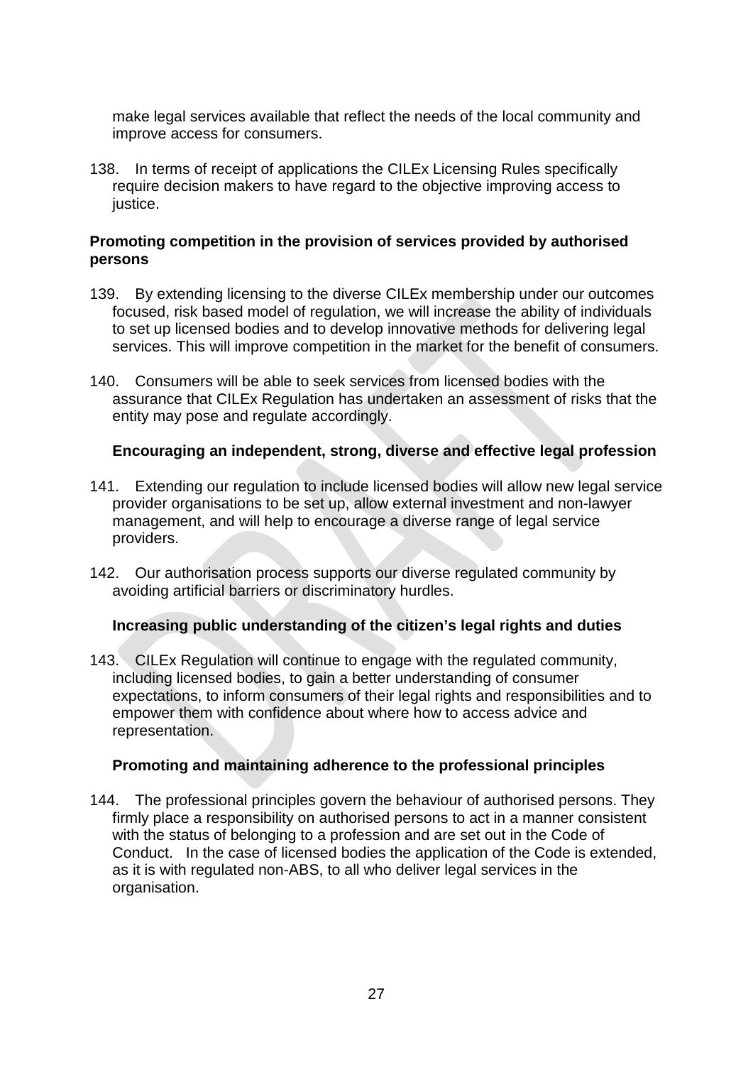make legal services available that reflect the needs of the local community and improve access for consumers.

138. In terms of receipt of applications the CILEx Licensing Rules specifically require decision makers to have regard to the objective improving access to justice.

**Promoting competition in the provision of services provided by authorised persons**

139. By extending licensing to the diverse CILEx membership under our outcomes focused, risk based model of regulation, we will increase the ability of individuals to set up licensed bodies and to develop innovative methods for delivering legal services. This will improve competition in the market for the benefit of consumers.

140. Consumers will be able to seek services from licensed bodies with the assurance that CILEx Regulation has undertaken an assessment of risks that the entity may pose and regulate accordingly.

**Encouraging an independent, strong, diverse and effective legal profession**

141. Extending our regulation to include licensed bodies will allow new legal service provider organisations to be set up, allow external investment and non-lawyer management, and will help to encourage a diverse range of legal service providers.

142. Our authorisation process supports our diverse regulated community by avoiding artificial barriers or discriminatory hurdles.

**Increasing public understanding of the citizen's legal rights and duties**

143. CILEx Regulation will continue to engage with the regulated community, including licensed bodies, to gain a better understanding of consumer expectations, to inform consumers of their legal rights and responsibilities and to empower them with confidence about where how to access advice and representation.

**Promoting and maintaining adherence to the professional principles**

144. The professional principles govern the behaviour of authorised persons. They firmly place a responsibility on authorised persons to act in a manner consistent with the status of belonging to a profession and are set out in the Code of Conduct. In the case of licensed bodies the application of the Code is extended, as it is with regulated non-ABS, to all who deliver legal services in the organisation.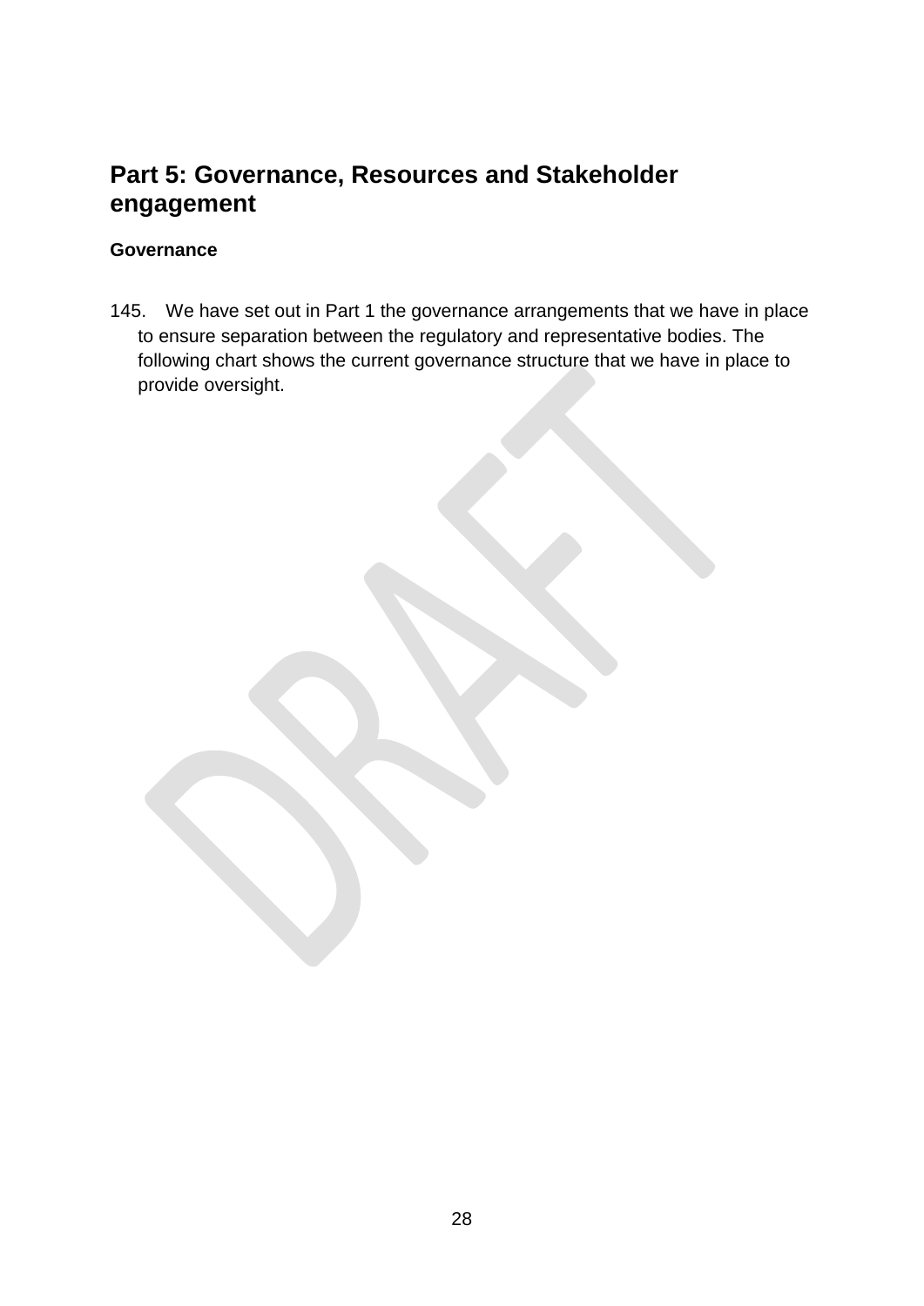# Part 5: Governance, Resources and Stakeholder engagement

### Governance

145. We have set out in Part 1 the governance arrangements that we have in place to ensure separation between the regulatory and representative bodies. The following chart shows the current governance structure that we have in place to provide oversight.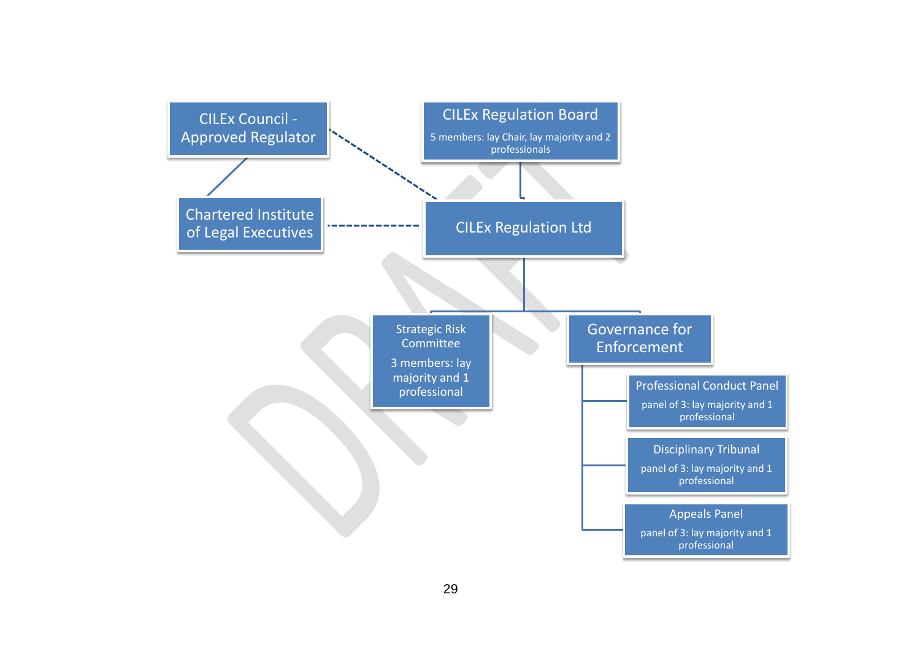CILEx Council - Approved Regulator

Chartered Institute of Legal Executives

CILEx Regulation Board

5 members: lay Chair, lay majority and 2 professionals

CILEx Regulation Ltd

Strategic Risk Committee

3 members: lay majority and 1 professional

Governance for Enforcement

Professional Conduct Panel

panel of 3: lay majority and 1 professional

Disciplinary Tribunal

panel of 3: lay majority and 1 professional

Appeals Panel

panel of 3: lay majority and 1 professional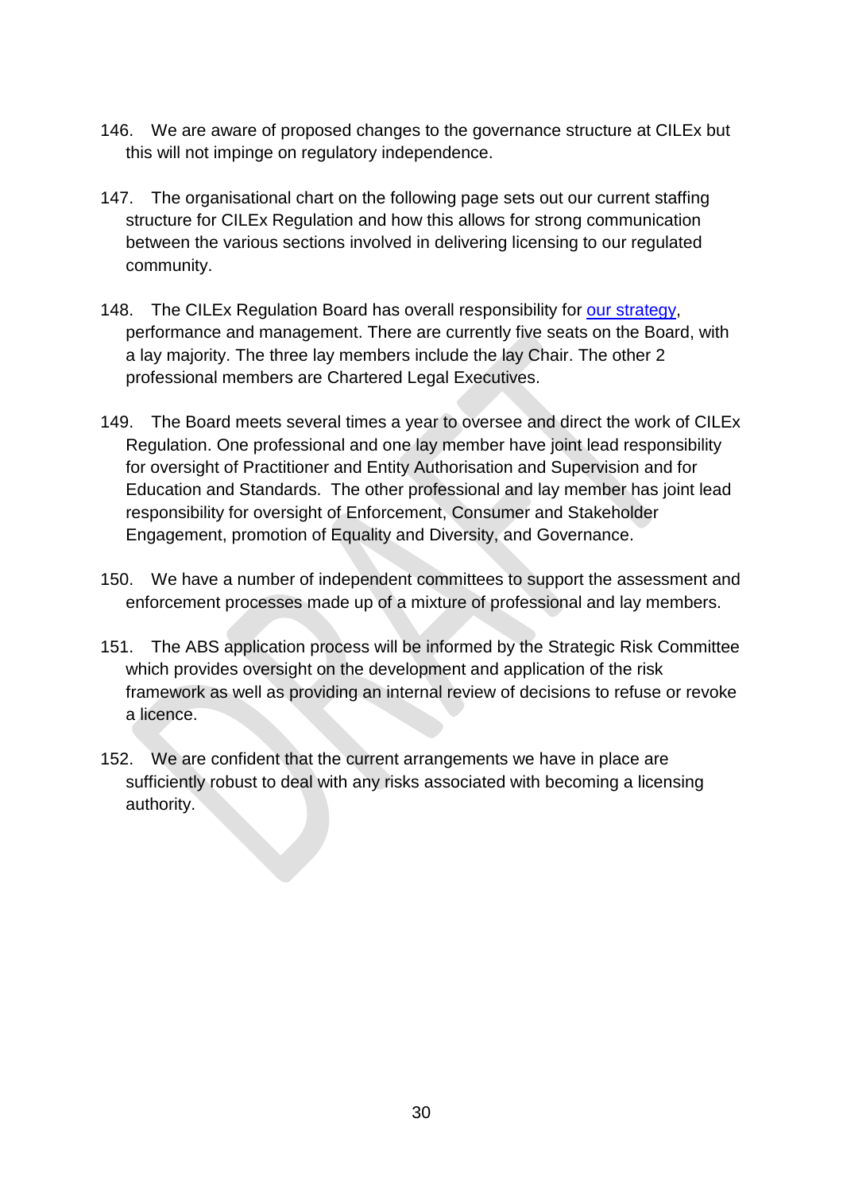146. We are aware of proposed changes to the governance structure at CILEx but this will not impinge on regulatory independence.

147. The organisational chart on the following page sets out our current staffing structure for CILEx Regulation and how this allows for strong communication between the various sections involved in delivering licensing to our regulated community.

148. The CILEx Regulation Board has overall responsibility for [our strategy](), performance and management. There are currently five seats on the Board, with a lay majority. The three lay members include the lay Chair. The other 2 professional members are Chartered Legal Executives.

149. The Board meets several times a year to oversee and direct the work of CILEx Regulation. One professional and one lay member have joint lead responsibility for oversight of Practitioner and Entity Authorisation and Supervision and for Education and Standards. The other professional and lay member has joint lead responsibility for oversight of Enforcement, Consumer and Stakeholder Engagement, promotion of Equality and Diversity, and Governance.

150. We have a number of independent committees to support the assessment and enforcement processes made up of a mixture of professional and lay members.

151. The ABS application process will be informed by the Strategic Risk Committee which provides oversight on the development and application of the risk framework as well as providing an internal review of decisions to refuse or revoke a licence.

152. We are confident that the current arrangements we have in place are sufficiently robust to deal with any risks associated with becoming a licensing authority.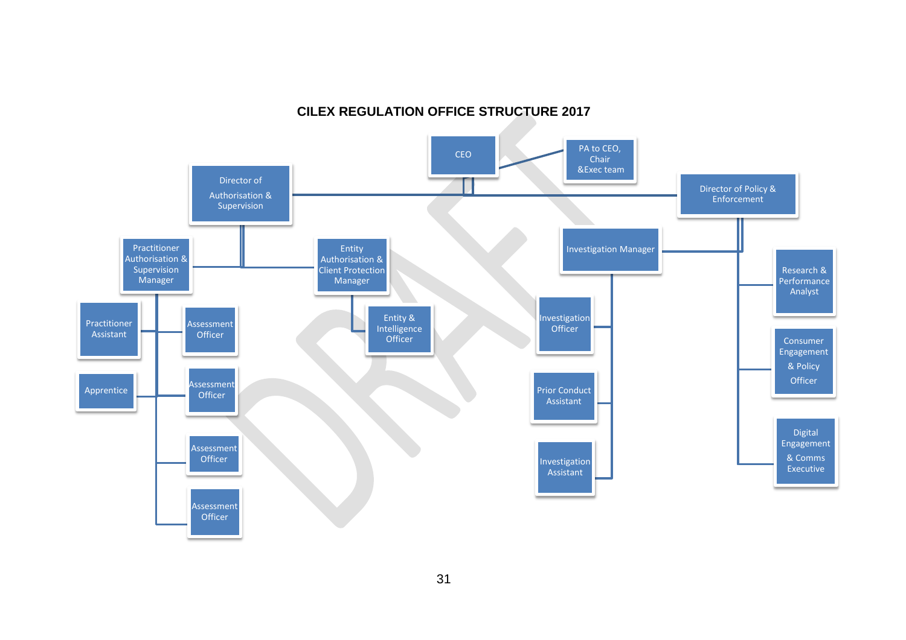# CILEX REGULATION OFFICE STRUCTURE 2017

- CEO
  - PA to CEO, Chair &Exec team
  - Director of Authorisation & Supervision
    - Practitioner Authorisation & Supervision Manager
      - Practitioner Assistant
      - Apprentice
      - Assessment Officer
      - Assessment Officer
      - Assessment Officer
      - Assessment Officer
    - Entity Authorisation & Client Protection Manager
      - Entity & Intelligence Officer
  - Director of Policy & Enforcement
    - Investigation Manager
      - Investigation Officer
      - Prior Conduct Assistant
      - Investigation Assistant
    - Research & Performance Analyst
    - Consumer Engagement & Policy Officer
    - Digital Engagement & Comms Executive

DRAFT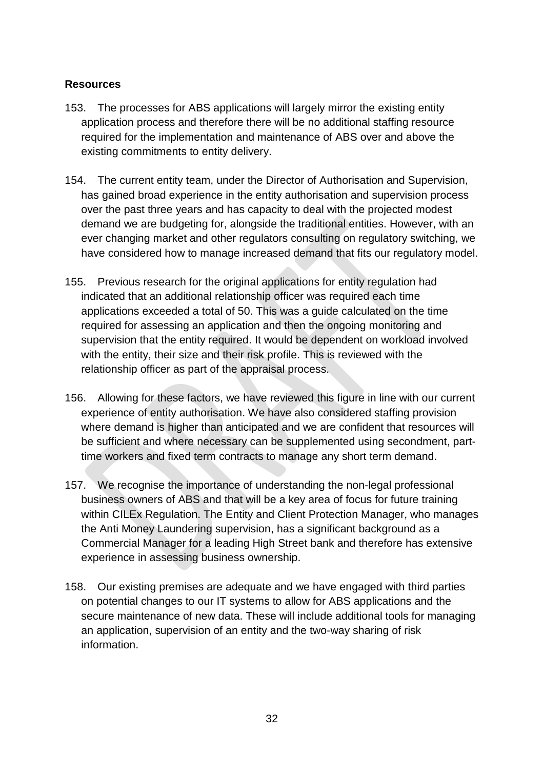**Resources**

153. The processes for ABS applications will largely mirror the existing entity application process and therefore there will be no additional staffing resource required for the implementation and maintenance of ABS over and above the existing commitments to entity delivery.

154. The current entity team, under the Director of Authorisation and Supervision, has gained broad experience in the entity authorisation and supervision process over the past three years and has capacity to deal with the projected modest demand we are budgeting for, alongside the traditional entities. However, with an ever changing market and other regulators consulting on regulatory switching, we have considered how to manage increased demand that fits our regulatory model.

155. Previous research for the original applications for entity regulation had indicated that an additional relationship officer was required each time applications exceeded a total of 50. This was a guide calculated on the time required for assessing an application and then the ongoing monitoring and supervision that the entity required. It would be dependent on workload involved with the entity, their size and their risk profile. This is reviewed with the relationship officer as part of the appraisal process.

156. Allowing for these factors, we have reviewed this figure in line with our current experience of entity authorisation. We have also considered staffing provision where demand is higher than anticipated and we are confident that resources will be sufficient and where necessary can be supplemented using secondment, part-time workers and fixed term contracts to manage any short term demand.

157. We recognise the importance of understanding the non-legal professional business owners of ABS and that will be a key area of focus for future training within CILEx Regulation. The Entity and Client Protection Manager, who manages the Anti Money Laundering supervision, has a significant background as a Commercial Manager for a leading High Street bank and therefore has extensive experience in assessing business ownership.

158. Our existing premises are adequate and we have engaged with third parties on potential changes to our IT systems to allow for ABS applications and the secure maintenance of new data. These will include additional tools for managing an application, supervision of an entity and the two-way sharing of risk information.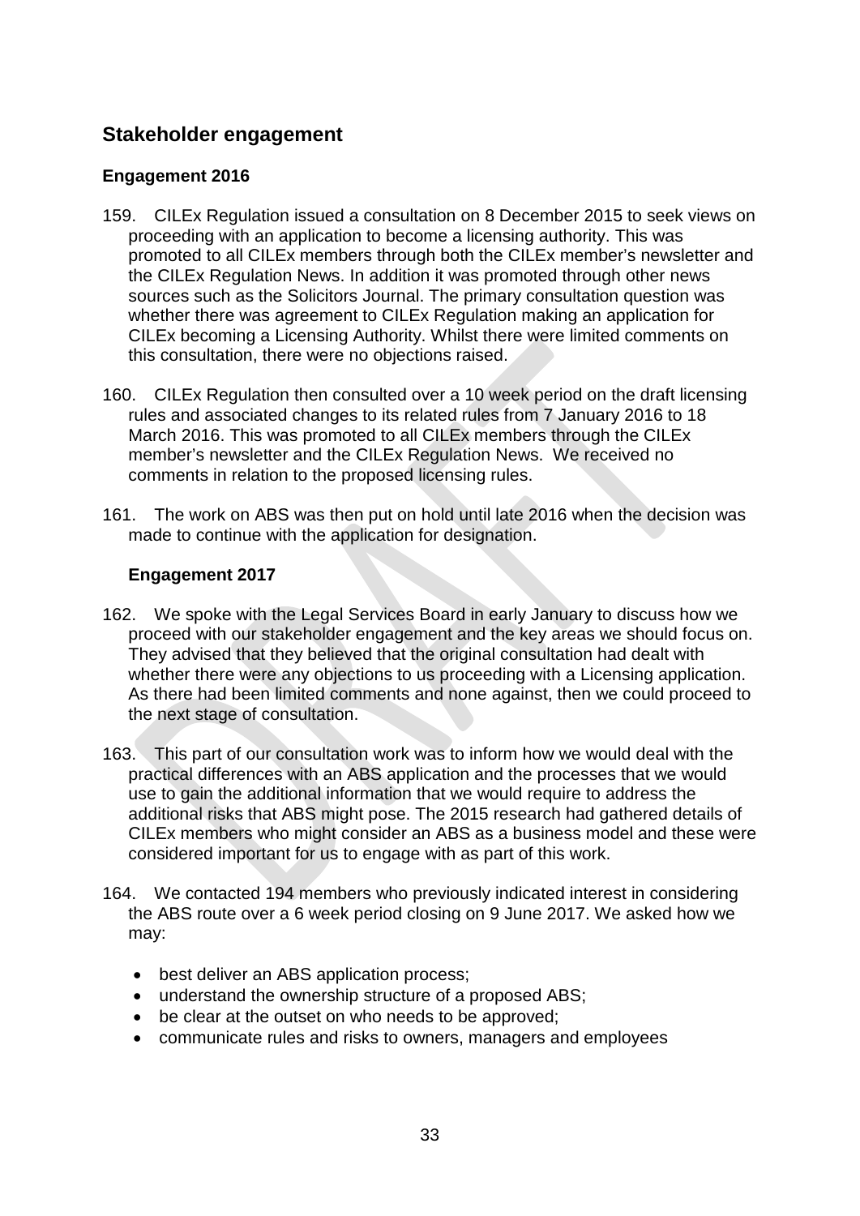## Stakeholder engagement

### Engagement 2016

159. CILEx Regulation issued a consultation on 8 December 2015 to seek views on proceeding with an application to become a licensing authority. This was promoted to all CILEx members through both the CILEx member's newsletter and the CILEx Regulation News. In addition it was promoted through other news sources such as the Solicitors Journal. The primary consultation question was whether there was agreement to CILEx Regulation making an application for CILEx becoming a Licensing Authority. Whilst there were limited comments on this consultation, there were no objections raised.

160. CILEx Regulation then consulted over a 10 week period on the draft licensing rules and associated changes to its related rules from 7 January 2016 to 18 March 2016. This was promoted to all CILEx members through the CILEx member's newsletter and the CILEx Regulation News. We received no comments in relation to the proposed licensing rules.

161. The work on ABS was then put on hold until late 2016 when the decision was made to continue with the application for designation.

### Engagement 2017

162. We spoke with the Legal Services Board in early January to discuss how we proceed with our stakeholder engagement and the key areas we should focus on. They advised that they believed that the original consultation had dealt with whether there were any objections to us proceeding with a Licensing application. As there had been limited comments and none against, then we could proceed to the next stage of consultation.

163. This part of our consultation work was to inform how we would deal with the practical differences with an ABS application and the processes that we would use to gain the additional information that we would require to address the additional risks that ABS might pose. The 2015 research had gathered details of CILEx members who might consider an ABS as a business model and these were considered important for us to engage with as part of this work.

164. We contacted 194 members who previously indicated interest in considering the ABS route over a 6 week period closing on 9 June 2017. We asked how we may:

- best deliver an ABS application process;
- understand the ownership structure of a proposed ABS;
- be clear at the outset on who needs to be approved;
- communicate rules and risks to owners, managers and employees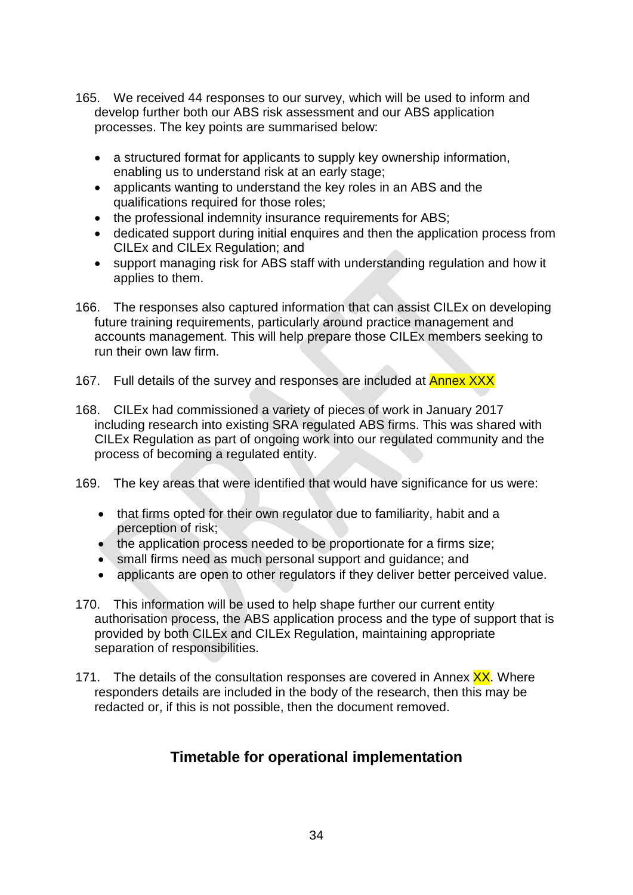165. We received 44 responses to our survey, which will be used to inform and develop further both our ABS risk assessment and our ABS application processes. The key points are summarised below:

- a structured format for applicants to supply key ownership information, enabling us to understand risk at an early stage;
- applicants wanting to understand the key roles in an ABS and the qualifications required for those roles;
- the professional indemnity insurance requirements for ABS;
- dedicated support during initial enquires and then the application process from CILEx and CILEx Regulation; and
- support managing risk for ABS staff with understanding regulation and how it applies to them.

166. The responses also captured information that can assist CILEx on developing future training requirements, particularly around practice management and accounts management. This will help prepare those CILEx members seeking to run their own law firm.

167. Full details of the survey and responses are included at Annex XXX

168. CILEx had commissioned a variety of pieces of work in January 2017 including research into existing SRA regulated ABS firms. This was shared with CILEx Regulation as part of ongoing work into our regulated community and the process of becoming a regulated entity.

169. The key areas that were identified that would have significance for us were:

- that firms opted for their own regulator due to familiarity, habit and a perception of risk;
- the application process needed to be proportionate for a firms size;
- small firms need as much personal support and guidance; and
- applicants are open to other regulators if they deliver better perceived value.

170. This information will be used to help shape further our current entity authorisation process, the ABS application process and the type of support that is provided by both CILEx and CILEx Regulation, maintaining appropriate separation of responsibilities.

171. The details of the consultation responses are covered in Annex XX. Where responders details are included in the body of the research, then this may be redacted or, if this is not possible, then the document removed.

## Timetable for operational implementation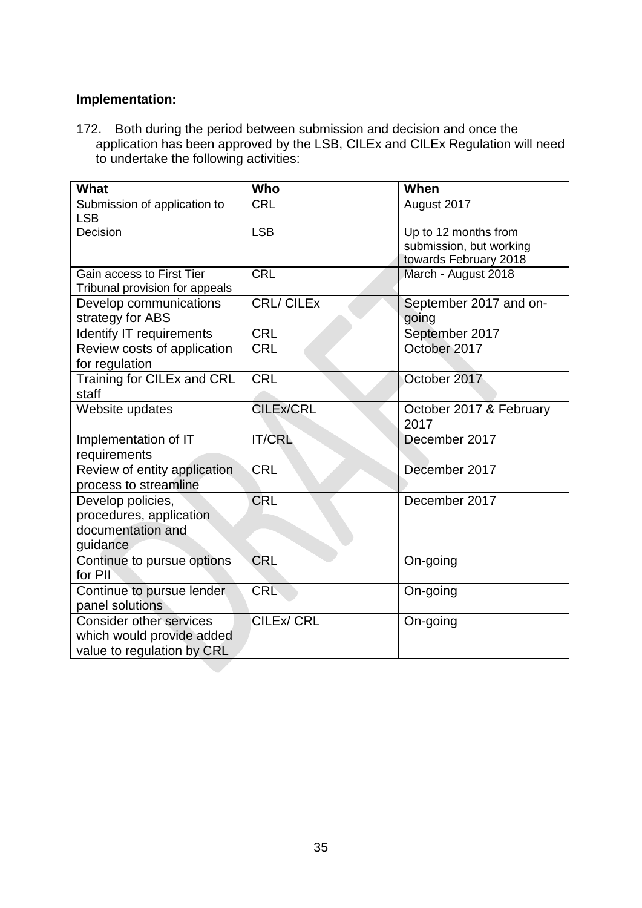**Implementation:**

172. Both during the period between submission and decision and once the application has been approved by the LSB, CILEx and CILEx Regulation will need to undertake the following activities:

| What | Who | When |
|---|---|---|
| Submission of application to LSB | CRL | August 2017 |
| Decision | LSB | Up to 12 months from submission, but working towards February 2018 |
| Gain access to First Tier Tribunal provision for appeals | CRL | March - August 2018 |
| Develop communications strategy for ABS | CRL/ CILEx | September 2017 and on-going |
| Identify IT requirements | CRL | September 2017 |
| Review costs of application for regulation | CRL | October 2017 |
| Training for CILEx and CRL staff | CRL | October 2017 |
| Website updates | CILEx/CRL | October 2017 & February 2017 |
| Implementation of IT requirements | IT/CRL | December 2017 |
| Review of entity application process to streamline | CRL | December 2017 |
| Develop policies, procedures, application documentation and guidance | CRL | December 2017 |
| Continue to pursue options for PII | CRL | On-going |
| Continue to pursue lender panel solutions | CRL | On-going |
| Consider other services which would provide added value to regulation by CRL | CILEx/ CRL | On-going |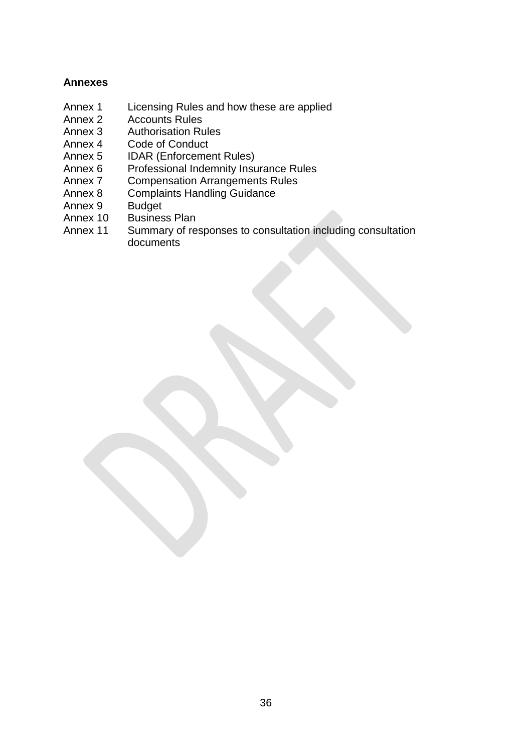**Annexes**

| | |
|---|---|
| Annex 1 | Licensing Rules and how these are applied |
| Annex 2 | Accounts Rules |
| Annex 3 | Authorisation Rules |
| Annex 4 | Code of Conduct |
| Annex 5 | IDAR (Enforcement Rules) |
| Annex 6 | Professional Indemnity Insurance Rules |
| Annex 7 | Compensation Arrangements Rules |
| Annex 8 | Complaints Handling Guidance |
| Annex 9 | Budget |
| Annex 10 | Business Plan |
| Annex 11 | Summary of responses to consultation including consultation documents |